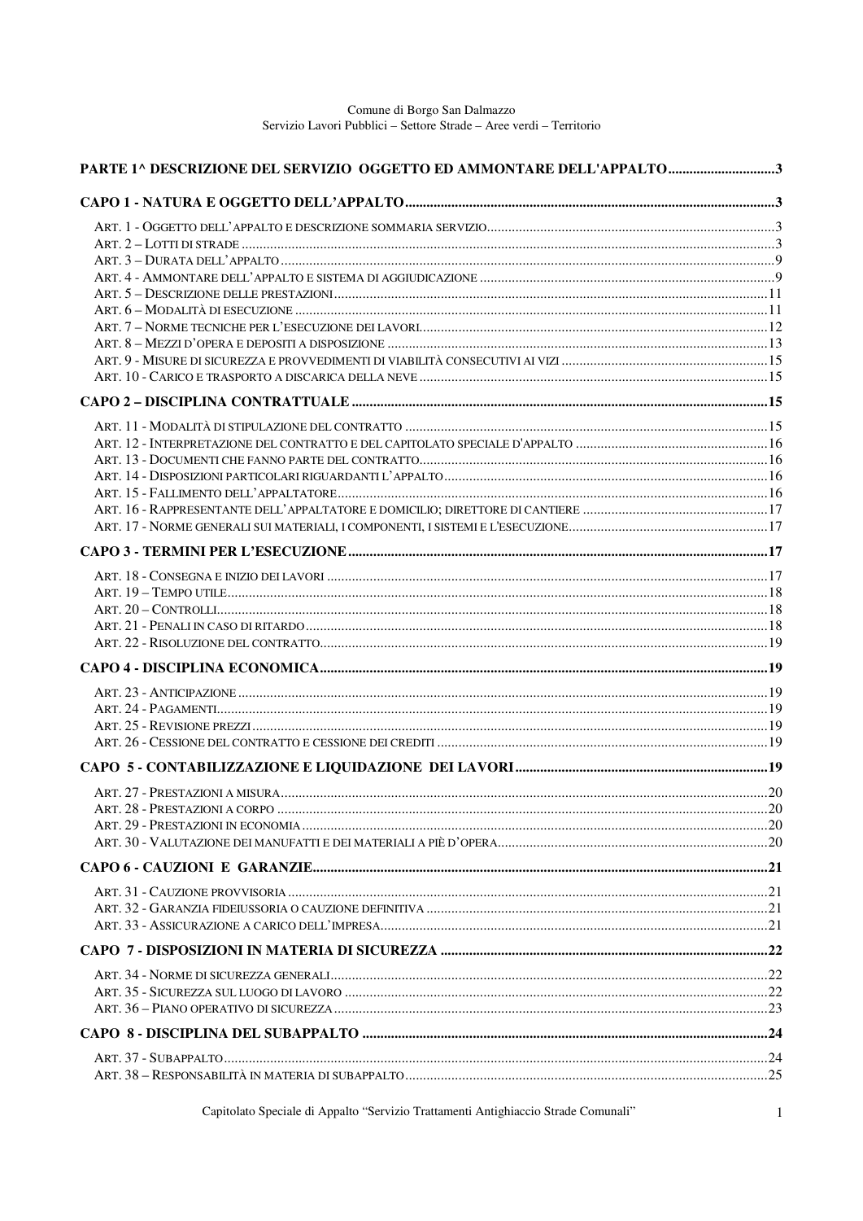Comune di Borgo San Dalmazzo
Servizio Lavori Pubblici – Settore Strade – Aree verdi – Territorio

**PARTE 1^ DESCRIZIONE DEL SERVIZIO OGGETTO ED AMMONTARE DELL'APPALTO ..... 3**

**CAPO 1 - NATURA E OGGETTO DELL'APPALTO ..... 3**

ART. 1 - OGGETTO DELL'APPALTO E DESCRIZIONE SOMMARIA SERVIZIO ..... 3
ART. 2 – LOTTI DI STRADE ..... 3
ART. 3 – DURATA DELL'APPALTO ..... 9
ART. 4 - AMMONTARE DELL'APPALTO E SISTEMA DI AGGIUDICAZIONE ..... 9
ART. 5 – DESCRIZIONE DELLE PRESTAZIONI ..... 11
ART. 6 – MODALITÀ DI ESECUZIONE ..... 11
ART. 7 – NORME TECNICHE PER L'ESECUZIONE DEI LAVORI ..... 12
ART. 8 – MEZZI D'OPERA E DEPOSITI A DISPOSIZIONE ..... 13
ART. 9 - MISURE DI SICUREZZA E PROVVEDIMENTI DI VIABILITÀ CONSECUTIVI AI VIZI ..... 15
ART. 10 - CARICO E TRASPORTO A DISCARICA DELLA NEVE ..... 15

**CAPO 2 – DISCIPLINA CONTRATTUALE ..... 15**

ART. 11 - MODALITÀ DI STIPULAZIONE DEL CONTRATTO ..... 15
ART. 12 - INTERPRETAZIONE DEL CONTRATTO E DEL CAPITOLATO SPECIALE D'APPALTO ..... 16
ART. 13 - DOCUMENTI CHE FANNO PARTE DEL CONTRATTO ..... 16
ART. 14 - DISPOSIZIONI PARTICOLARI RIGUARDANTI L'APPALTO ..... 16
ART. 15 - FALLIMENTO DELL'APPALTATORE ..... 16
ART. 16 - RAPPRESENTANTE DELL'APPALTATORE E DOMICILIO; DIRETTORE DI CANTIERE ..... 17
ART. 17 - NORME GENERALI SUI MATERIALI, I COMPONENTI, I SISTEMI E L'ESECUZIONE ..... 17

**CAPO 3 - TERMINI PER L'ESECUZIONE ..... 17**

ART. 18 - CONSEGNA E INIZIO DEI LAVORI ..... 17
ART. 19 – TEMPO UTILE ..... 18
ART. 20 – CONTROLLI ..... 18
ART. 21 - PENALI IN CASO DI RITARDO ..... 18
ART. 22 - RISOLUZIONE DEL CONTRATTO ..... 19

**CAPO 4 - DISCIPLINA ECONOMICA ..... 19**

ART. 23 - ANTICIPAZIONE ..... 19
ART. 24 - PAGAMENTI ..... 19
ART. 25 - REVISIONE PREZZI ..... 19
ART. 26 - CESSIONE DEL CONTRATTO E CESSIONE DEI CREDITI ..... 19

**CAPO 5 - CONTABILIZZAZIONE E LIQUIDAZIONE DEI LAVORI ..... 19**

ART. 27 - PRESTAZIONI A MISURA ..... 20
ART. 28 - PRESTAZIONI A CORPO ..... 20
ART. 29 - PRESTAZIONI IN ECONOMIA ..... 20
ART. 30 - VALUTAZIONE DEI MANUFATTI E DEI MATERIALI A PIÈ D'OPERA ..... 20

**CAPO 6 - CAUZIONI E GARANZIE ..... 21**

ART. 31 - CAUZIONE PROVVISORIA ..... 21
ART. 32 - GARANZIA FIDEIUSSORIA O CAUZIONE DEFINITIVA ..... 21
ART. 33 - ASSICURAZIONE A CARICO DELL'IMPRESA ..... 21

**CAPO 7 - DISPOSIZIONI IN MATERIA DI SICUREZZA ..... 22**

ART. 34 - NORME DI SICUREZZA GENERALI ..... 22
ART. 35 - SICUREZZA SUL LUOGO DI LAVORO ..... 22
ART. 36 – PIANO OPERATIVO DI SICUREZZA ..... 23

**CAPO 8 - DISCIPLINA DEL SUBAPPALTO ..... 24**

ART. 37 - SUBAPPALTO ..... 24
ART. 38 – RESPONSABILITÀ IN MATERIA DI SUBAPPALTO ..... 25

Capitolato Speciale di Appalto "Servizio Trattamenti Antighiaccio Strade Comunali"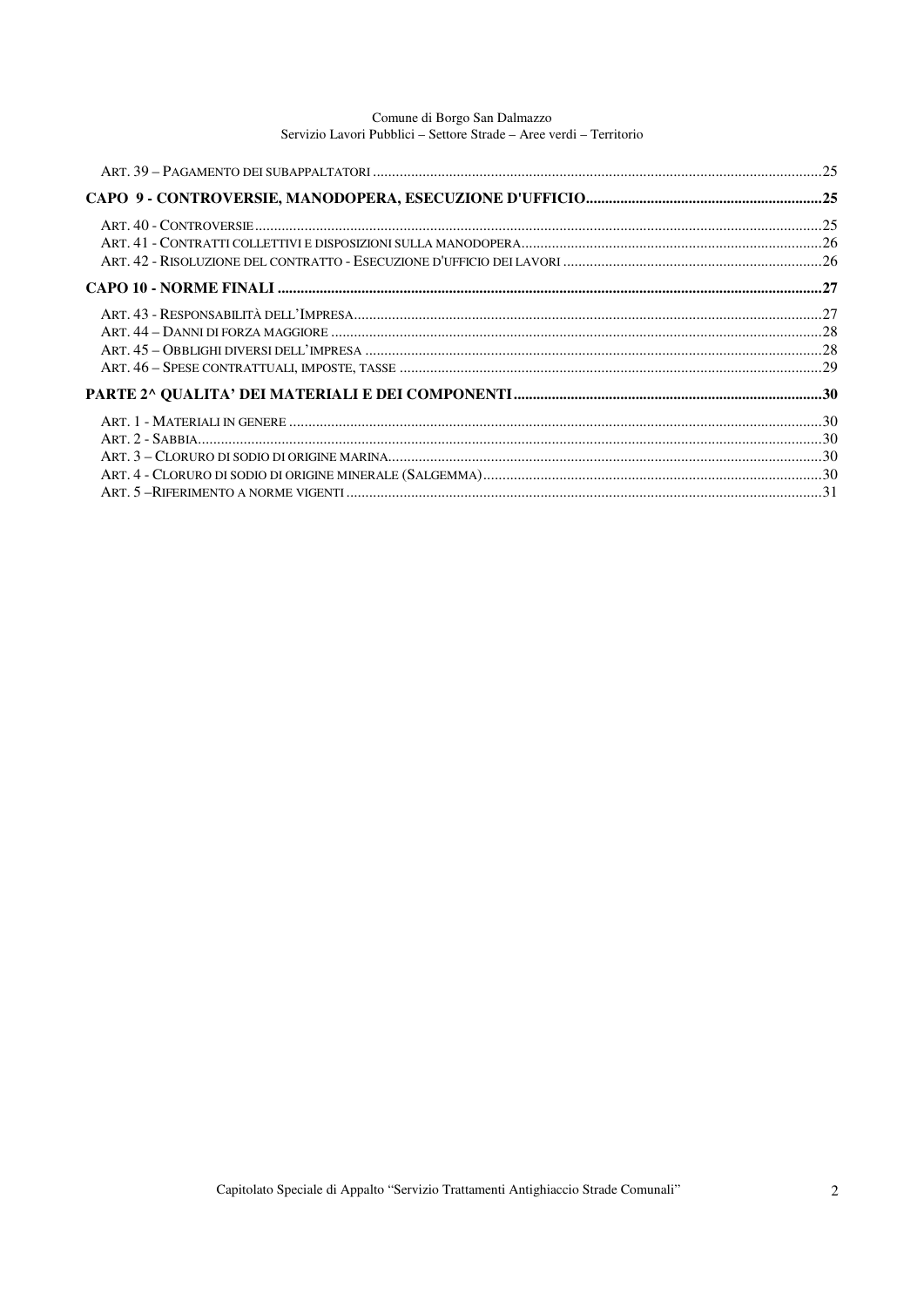Art. 39 – Pagamento dei subappaltatori ..... 25

**CAPO 9 - CONTROVERSIE, MANODOPERA, ESECUZIONE D'UFFICIO ..... 25**

Art. 40 - Controversie ..... 25
Art. 41 - Contratti collettivi e disposizioni sulla manodopera ..... 26
Art. 42 - Risoluzione del contratto - Esecuzione d'ufficio dei lavori ..... 26

**CAPO 10 - NORME FINALI ..... 27**

Art. 43 - Responsabilità dell'Impresa ..... 27
Art. 44 – Danni di forza maggiore ..... 28
Art. 45 – Obblighi diversi dell'impresa ..... 28
Art. 46 – Spese contrattuali, imposte, tasse ..... 29

**PARTE 2^ QUALITA' DEI MATERIALI E DEI COMPONENTI ..... 30**

Art. 1 - Materiali in genere ..... 30
Art. 2 - Sabbia ..... 30
Art. 3 – Cloruro di sodio di origine marina ..... 30
Art. 4 - Cloruro di sodio di origine minerale (Salgemma) ..... 30
Art. 5 –Riferimento a norme vigenti ..... 31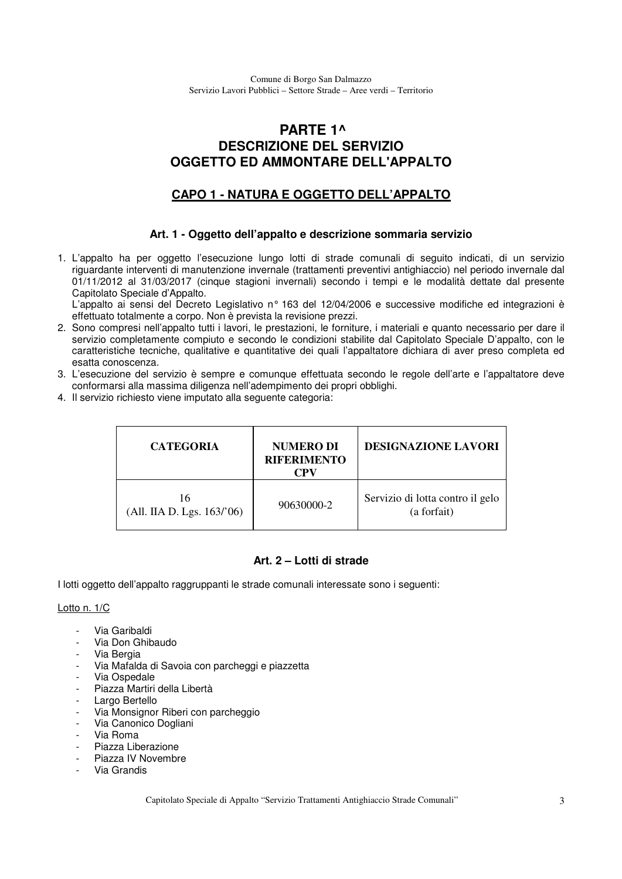# PARTE 1^
# DESCRIZIONE DEL SERVIZIO
# OGGETTO ED AMMONTARE DELL'APPALTO

## CAPO 1 - NATURA E OGGETTO DELL'APPALTO

### Art. 1 - Oggetto dell'appalto e descrizione sommaria servizio

1. L'appalto ha per oggetto l'esecuzione lungo lotti di strade comunali di seguito indicati, di un servizio riguardante interventi di manutenzione invernale (trattamenti preventivi antighiaccio) nel periodo invernale dal 01/11/2012 al 31/03/2017 (cinque stagioni invernali) secondo i tempi e le modalità dettate dal presente Capitolato Speciale d'Appalto.
   L'appalto ai sensi del Decreto Legislativo n° 163 del 12/04/2006 e successive modifiche ed integrazioni è effettuato totalmente a corpo. Non è prevista la revisione prezzi.
2. Sono compresi nell'appalto tutti i lavori, le prestazioni, le forniture, i materiali e quanto necessario per dare il servizio completamente compiuto e secondo le condizioni stabilite dal Capitolato Speciale D'appalto, con le caratteristiche tecniche, qualitative e quantitative dei quali l'appaltatore dichiara di aver preso completa ed esatta conoscenza.
3. L'esecuzione del servizio è sempre e comunque effettuata secondo le regole dell'arte e l'appaltatore deve conformarsi alla massima diligenza nell'adempimento dei propri obblighi.
4. Il servizio richiesto viene imputato alla seguente categoria:

| CATEGORIA | NUMERO DI RIFERIMENTO CPV | DESIGNAZIONE LAVORI |
|---|---|---|
| 16 (All. IIA D. Lgs. 163/'06) | 90630000-2 | Servizio di lotta contro il gelo (a forfait) |

### Art. 2 – Lotti di strade

I lotti oggetto dell'appalto raggruppanti le strade comunali interessate sono i seguenti:

Lotto n. 1/C

- Via Garibaldi
- Via Don Ghibaudo
- Via Bergia
- Via Mafalda di Savoia con parcheggi e piazzetta
- Via Ospedale
- Piazza Martiri della Libertà
- Largo Bertello
- Via Monsignor Riberi con parcheggio
- Via Canonico Dogliani
- Via Roma
- Piazza Liberazione
- Piazza IV Novembre
- Via Grandis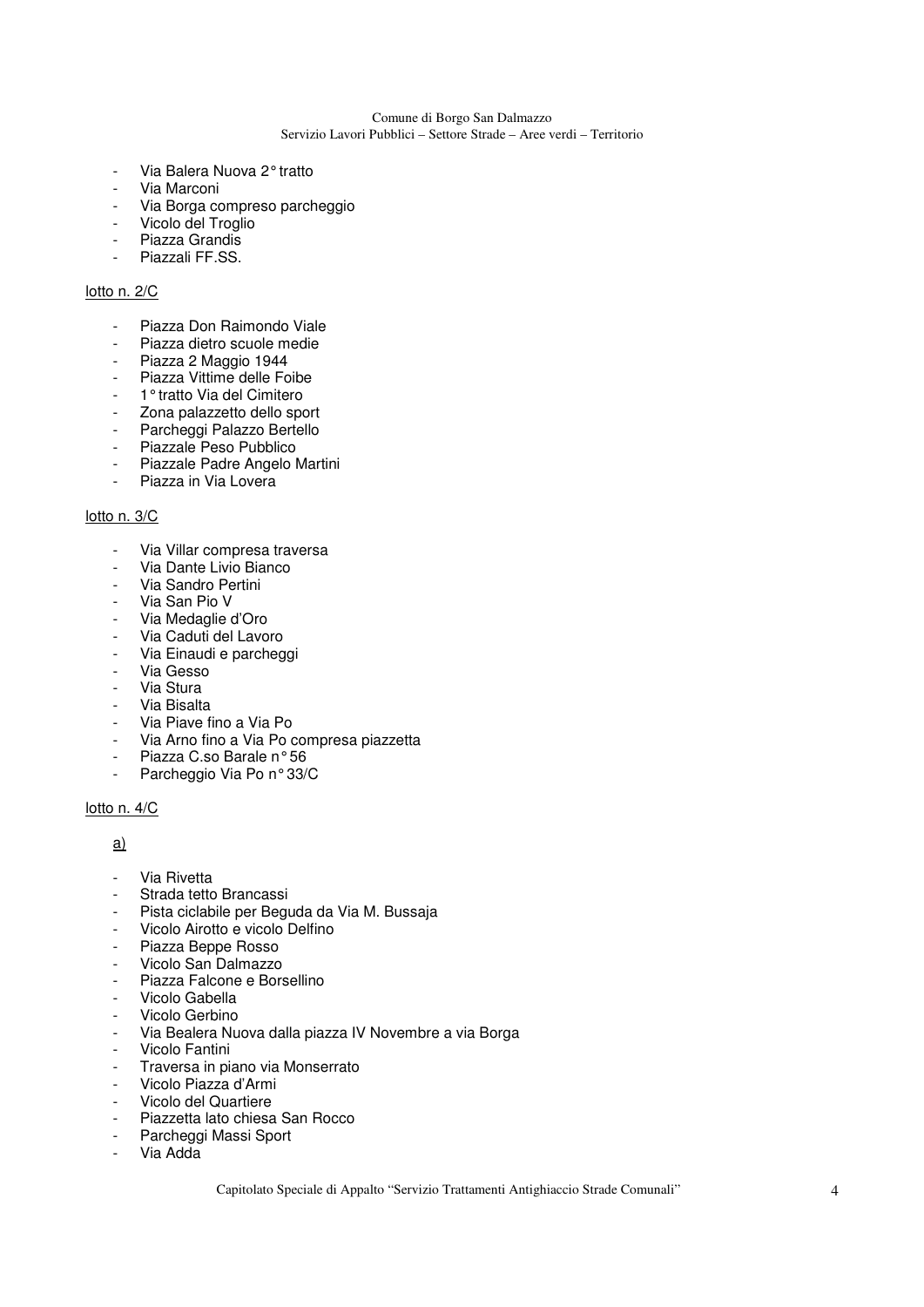- Via Balera Nuova 2° tratto
- Via Marconi
- Via Borga compreso parcheggio
- Vicolo del Troglio
- Piazza Grandis
- Piazzali FF.SS.

<u>lotto n. 2/C</u>

- Piazza Don Raimondo Viale
- Piazza dietro scuole medie
- Piazza 2 Maggio 1944
- Piazza Vittime delle Foibe
- 1° tratto Via del Cimitero
- Zona palazzetto dello sport
- Parcheggi Palazzo Bertello
- Piazzale Peso Pubblico
- Piazzale Padre Angelo Martini
- Piazza in Via Lovera

<u>lotto n. 3/C</u>

- Via Villar compresa traversa
- Via Dante Livio Bianco
- Via Sandro Pertini
- Via San Pio V
- Via Medaglie d'Oro
- Via Caduti del Lavoro
- Via Einaudi e parcheggi
- Via Gesso
- Via Stura
- Via Bisalta
- Via Piave fino a Via Po
- Via Arno fino a Via Po compresa piazzetta
- Piazza C.so Barale n° 56
- Parcheggio Via Po n° 33/C

<u>lotto n. 4/C</u>

<u>a)</u>

- Via Rivetta
- Strada tetto Brancassi
- Pista ciclabile per Beguda da Via M. Bussaja
- Vicolo Airotto e vicolo Delfino
- Piazza Beppe Rosso
- Vicolo San Dalmazzo
- Piazza Falcone e Borsellino
- Vicolo Gabella
- Vicolo Gerbino
- Via Bealera Nuova dalla piazza IV Novembre a via Borga
- Vicolo Fantini
- Traversa in piano via Monserrato
- Vicolo Piazza d'Armi
- Vicolo del Quartiere
- Piazzetta lato chiesa San Rocco
- Parcheggi Massi Sport
- Via Adda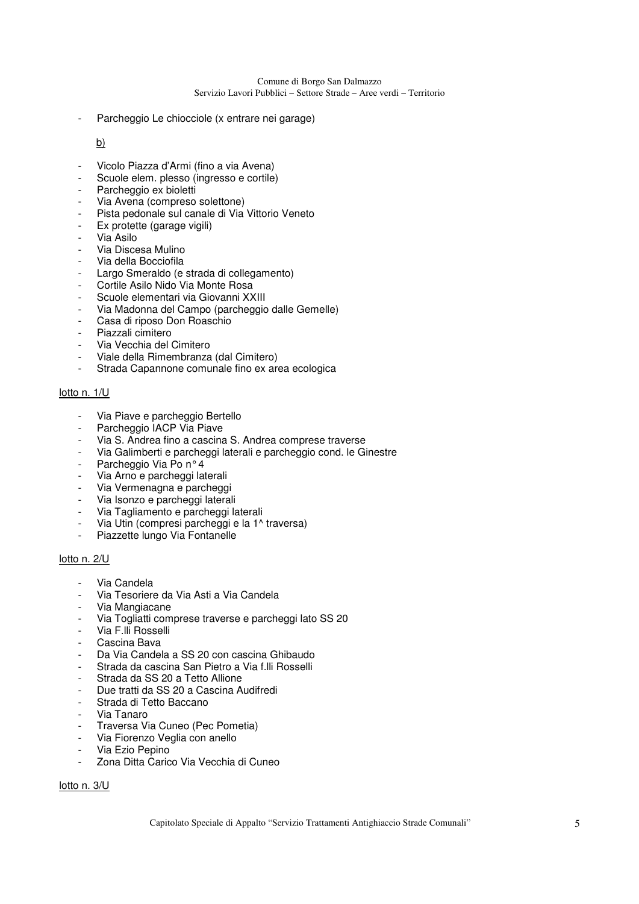- Parcheggio Le chiocciole (x entrare nei garage)

b)

- Vicolo Piazza d'Armi (fino a via Avena)
- Scuole elem. plesso (ingresso e cortile)
- Parcheggio ex bioletti
- Via Avena (compreso solettone)
- Pista pedonale sul canale di Via Vittorio Veneto
- Ex protette (garage vigili)
- Via Asilo
- Via Discesa Mulino
- Via della Bocciofila
- Largo Smeraldo (e strada di collegamento)
- Cortile Asilo Nido Via Monte Rosa
- Scuole elementari via Giovanni XXIII
- Via Madonna del Campo (parcheggio dalle Gemelle)
- Casa di riposo Don Roaschio
- Piazzali cimitero
- Via Vecchia del Cimitero
- Viale della Rimembranza (dal Cimitero)
- Strada Capannone comunale fino ex area ecologica

lotto n. 1/U

- Via Piave e parcheggio Bertello
- Parcheggio IACP Via Piave
- Via S. Andrea fino a cascina S. Andrea comprese traverse
- Via Galimberti e parcheggi laterali e parcheggio cond. le Ginestre
- Parcheggio Via Po n° 4
- Via Arno e parcheggi laterali
- Via Vermenagna e parcheggi
- Via Isonzo e parcheggi laterali
- Via Tagliamento e parcheggi laterali
- Via Utin (compresi parcheggi e la 1^ traversa)
- Piazzette lungo Via Fontanelle

lotto n. 2/U

- Via Candela
- Via Tesoriere da Via Asti a Via Candela
- Via Mangiacane
- Via Togliatti comprese traverse e parcheggi lato SS 20
- Via F.lli Rosselli
- Cascina Bava
- Da Via Candela a SS 20 con cascina Ghibaudo
- Strada da cascina San Pietro a Via f.lli Rosselli
- Strada da SS 20 a Tetto Allione
- Due tratti da SS 20 a Cascina Audifredi
- Strada di Tetto Baccano
- Via Tanaro
- Traversa Via Cuneo (Pec Pometia)
- Via Fiorenzo Veglia con anello
- Via Ezio Pepino
- Zona Ditta Carico Via Vecchia di Cuneo

lotto n. 3/U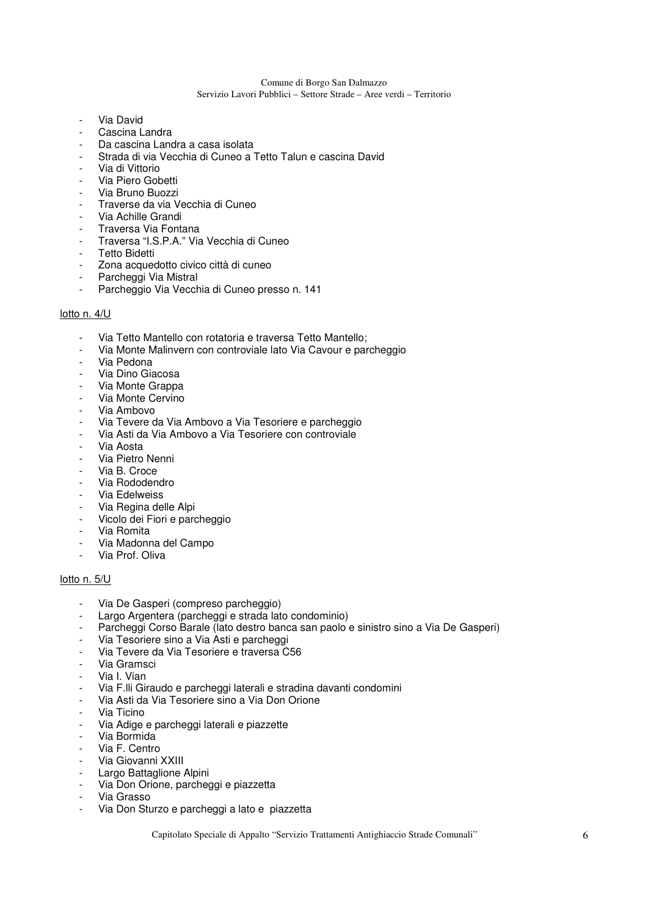- Via David
- Cascina Landra
- Da cascina Landra a casa isolata
- Strada di via Vecchia di Cuneo a Tetto Talun e cascina David
- Via di Vittorio
- Via Piero Gobetti
- Via Bruno Buozzi
- Traverse da via Vecchia di Cuneo
- Via Achille Grandi
- Traversa Via Fontana
- Traversa "I.S.P.A." Via Vecchia di Cuneo
- Tetto Bidetti
- Zona acquedotto civico città di cuneo
- Parcheggi Via Mistral
- Parcheggio Via Vecchia di Cuneo presso n. 141

lotto n. 4/U

- Via Tetto Mantello con rotatoria e traversa Tetto Mantello;
- Via Monte Malinvern con controviale lato Via Cavour e parcheggio
- Via Pedona
- Via Dino Giacosa
- Via Monte Grappa
- Via Monte Cervino
- Via Ambovo
- Via Tevere da Via Ambovo a Via Tesoriere e parcheggio
- Via Asti da Via Ambovo a Via Tesoriere con controviale
- Via Aosta
- Via Pietro Nenni
- Via B. Croce
- Via Rododendro
- Via Edelweiss
- Via Regina delle Alpi
- Vicolo dei Fiori e parcheggio
- Via Romita
- Via Madonna del Campo
- Via Prof. Oliva

lotto n. 5/U

- Via De Gasperi (compreso parcheggio)
- Largo Argentera (parcheggi e strada lato condominio)
- Parcheggi Corso Barale (lato destro banca san paolo e sinistro sino a Via De Gasperi)
- Via Tesoriere sino a Via Asti e parcheggi
- Via Tevere da Via Tesoriere e traversa C56
- Via Gramsci
- Via I. Vian
- Via F.lli Giraudo e parcheggi laterali e stradina davanti condomini
- Via Asti da Via Tesoriere sino a Via Don Orione
- Via Ticino
- Via Adige e parcheggi laterali e piazzette
- Via Bormida
- Via F. Centro
- Via Giovanni XXIII
- Largo Battaglione Alpini
- Via Don Orione, parcheggi e piazzetta
- Via Grasso
- Via Don Sturzo e parcheggi a lato e piazzetta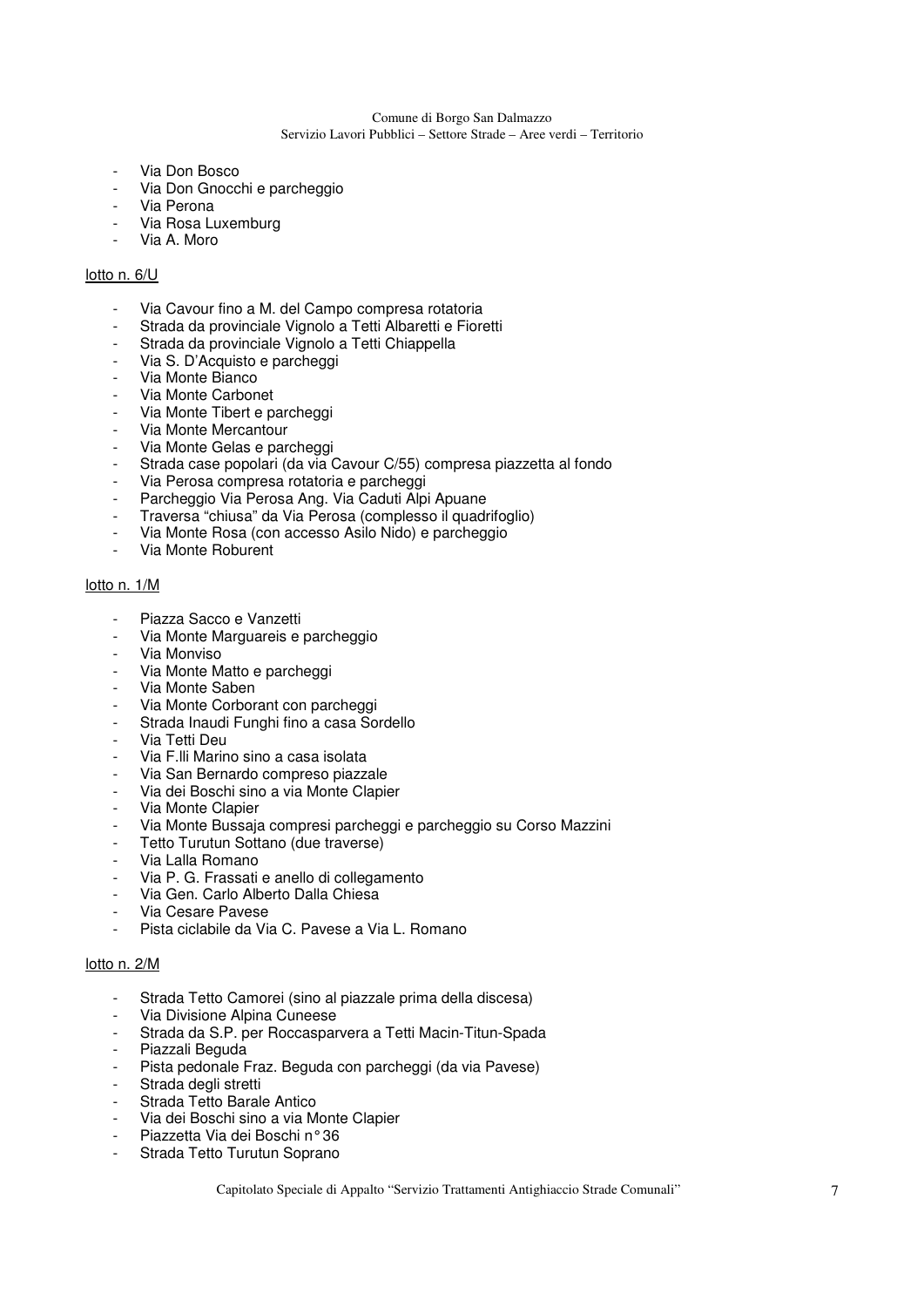- Via Don Bosco
- Via Don Gnocchi e parcheggio
- Via Perona
- Via Rosa Luxemburg
- Via A. Moro

lotto n. 6/U

- Via Cavour fino a M. del Campo compresa rotatoria
- Strada da provinciale Vignolo a Tetti Albaretti e Fioretti
- Strada da provinciale Vignolo a Tetti Chiappella
- Via S. D'Acquisto e parcheggi
- Via Monte Bianco
- Via Monte Carbonet
- Via Monte Tibert e parcheggi
- Via Monte Mercantour
- Via Monte Gelas e parcheggi
- Strada case popolari (da via Cavour C/55) compresa piazzetta al fondo
- Via Perosa compresa rotatoria e parcheggi
- Parcheggio Via Perosa Ang. Via Caduti Alpi Apuane
- Traversa "chiusa" da Via Perosa (complesso il quadrifoglio)
- Via Monte Rosa (con accesso Asilo Nido) e parcheggio
- Via Monte Roburent

lotto n. 1/M

- Piazza Sacco e Vanzetti
- Via Monte Marguareis e parcheggio
- Via Monviso
- Via Monte Matto e parcheggi
- Via Monte Saben
- Via Monte Corborant con parcheggi
- Strada Inaudi Funghi fino a casa Sordello
- Via Tetti Deu
- Via F.lli Marino sino a casa isolata
- Via San Bernardo compreso piazzale
- Via dei Boschi sino a via Monte Clapier
- Via Monte Clapier
- Via Monte Bussaja compresi parcheggi e parcheggio su Corso Mazzini
- Tetto Turutun Sottano (due traverse)
- Via Lalla Romano
- Via P. G. Frassati e anello di collegamento
- Via Gen. Carlo Alberto Dalla Chiesa
- Via Cesare Pavese
- Pista ciclabile da Via C. Pavese a Via L. Romano

lotto n. 2/M

- Strada Tetto Camorei (sino al piazzale prima della discesa)
- Via Divisione Alpina Cuneese
- Strada da S.P. per Roccasparvera a Tetti Macin-Titun-Spada
- Piazzali Beguda
- Pista pedonale Fraz. Beguda con parcheggi (da via Pavese)
- Strada degli stretti
- Strada Tetto Barale Antico
- Via dei Boschi sino a via Monte Clapier
- Piazzetta Via dei Boschi n° 36
- Strada Tetto Turutun Soprano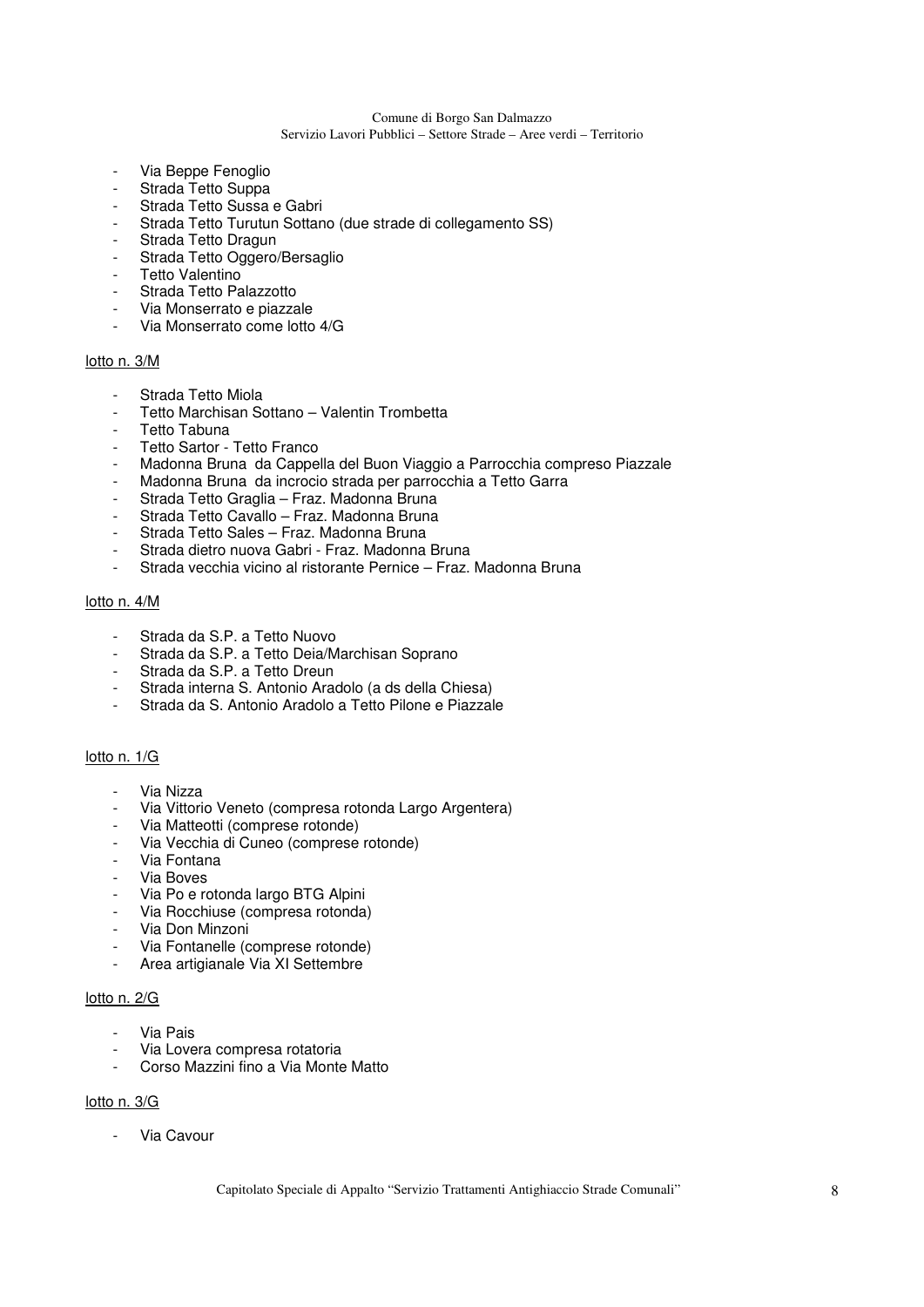- Via Beppe Fenoglio
- Strada Tetto Suppa
- Strada Tetto Sussa e Gabri
- Strada Tetto Turutun Sottano (due strade di collegamento SS)
- Strada Tetto Dragun
- Strada Tetto Oggero/Bersaglio
- Tetto Valentino
- Strada Tetto Palazzotto
- Via Monserrato e piazzale
- Via Monserrato come lotto 4/G

lotto n. 3/M

- Strada Tetto Miola
- Tetto Marchisan Sottano – Valentin Trombetta
- Tetto Tabuna
- Tetto Sartor - Tetto Franco
- Madonna Bruna da Cappella del Buon Viaggio a Parrocchia compreso Piazzale
- Madonna Bruna da incrocio strada per parrocchia a Tetto Garra
- Strada Tetto Graglia – Fraz. Madonna Bruna
- Strada Tetto Cavallo – Fraz. Madonna Bruna
- Strada Tetto Sales – Fraz. Madonna Bruna
- Strada dietro nuova Gabri - Fraz. Madonna Bruna
- Strada vecchia vicino al ristorante Pernice – Fraz. Madonna Bruna

lotto n. 4/M

- Strada da S.P. a Tetto Nuovo
- Strada da S.P. a Tetto Deia/Marchisan Soprano
- Strada da S.P. a Tetto Dreun
- Strada interna S. Antonio Aradolo (a ds della Chiesa)
- Strada da S. Antonio Aradolo a Tetto Pilone e Piazzale

lotto n. 1/G

- Via Nizza
- Via Vittorio Veneto (compresa rotonda Largo Argentera)
- Via Matteotti (comprese rotonde)
- Via Vecchia di Cuneo (comprese rotonde)
- Via Fontana
- Via Boves
- Via Po e rotonda largo BTG Alpini
- Via Rocchiuse (compresa rotonda)
- Via Don Minzoni
- Via Fontanelle (comprese rotonde)
- Area artigianale Via XI Settembre

lotto n. 2/G

- Via Pais
- Via Lovera compresa rotatoria
- Corso Mazzini fino a Via Monte Matto

lotto n. 3/G

- Via Cavour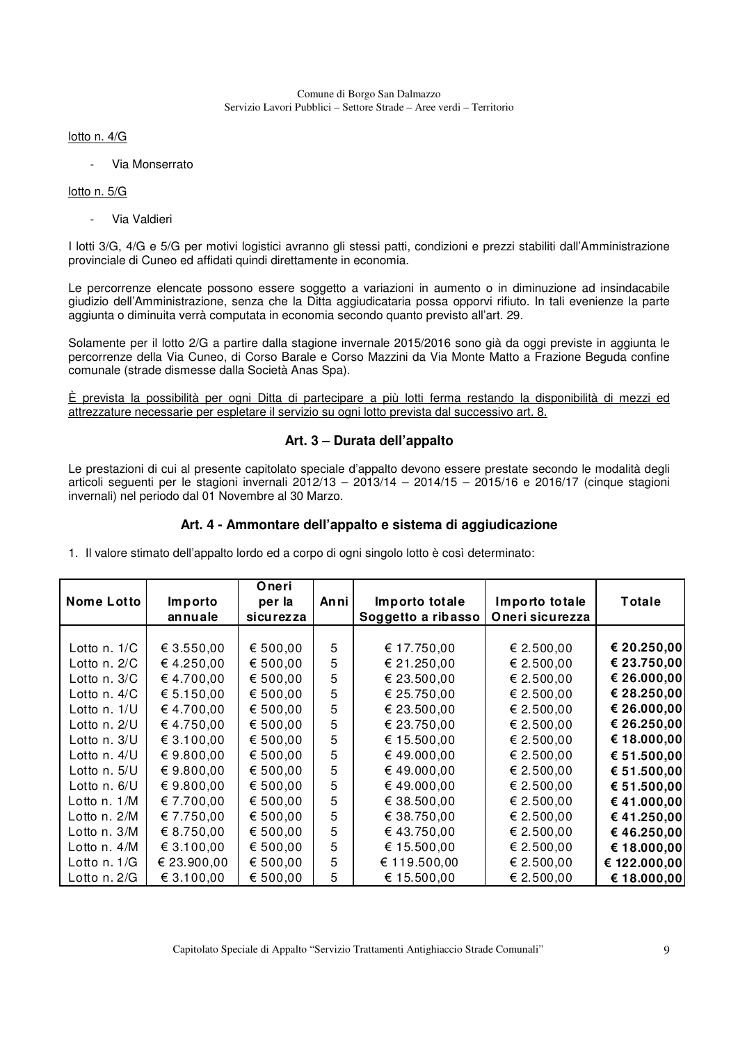lotto n. 4/G

- Via Monserrato

lotto n. 5/G

- Via Valdieri

I lotti 3/G, 4/G e 5/G per motivi logistici avranno gli stessi patti, condizioni e prezzi stabiliti dall'Amministrazione provinciale di Cuneo ed affidati quindi direttamente in economia.

Le percorrenze elencate possono essere soggetto a variazioni in aumento o in diminuzione ad insindacabile giudizio dell'Amministrazione, senza che la Ditta aggiudicataria possa opporvi rifiuto. In tali evenienze la parte aggiunta o diminuita verrà computata in economia secondo quanto previsto all'art. 29.

Solamente per il lotto 2/G a partire dalla stagione invernale 2015/2016 sono già da oggi previste in aggiunta le percorrenze della Via Cuneo, di Corso Barale e Corso Mazzini da Via Monte Matto a Frazione Beguda confine comunale (strade dismesse dalla Società Anas Spa).

È prevista la possibilità per ogni Ditta di partecipare a più lotti ferma restando la disponibilità di mezzi ed attrezzature necessarie per espletare il servizio su ogni lotto prevista dal successivo art. 8.

## Art. 3 – Durata dell'appalto

Le prestazioni di cui al presente capitolato speciale d'appalto devono essere prestate secondo le modalità degli articoli seguenti per le stagioni invernali 2012/13 – 2013/14 – 2014/15 – 2015/16 e 2016/17 (cinque stagioni invernali) nel periodo dal 01 Novembre al 30 Marzo.

## Art. 4 - Ammontare dell'appalto e sistema di aggiudicazione

1. Il valore stimato dell'appalto lordo ed a corpo di ogni singolo lotto è così determinato:

| Nome Lotto | Importo annuale | Oneri per la sicurezza | Anni | Importo totale Soggetto a ribasso | Importo totale Oneri sicurezza | Totale |
|---|---|---|---|---|---|---|
| Lotto n. 1/C | € 3.550,00 | € 500,00 | 5 | € 17.750,00 | € 2.500,00 | **€ 20.250,00** |
| Lotto n. 2/C | € 4.250,00 | € 500,00 | 5 | € 21.250,00 | € 2.500,00 | **€ 23.750,00** |
| Lotto n. 3/C | € 4.700,00 | € 500,00 | 5 | € 23.500,00 | € 2.500,00 | **€ 26.000,00** |
| Lotto n. 4/C | € 5.150,00 | € 500,00 | 5 | € 25.750,00 | € 2.500,00 | **€ 28.250,00** |
| Lotto n. 1/U | € 4.700,00 | € 500,00 | 5 | € 23.500,00 | € 2.500,00 | **€ 26.000,00** |
| Lotto n. 2/U | € 4.750,00 | € 500,00 | 5 | € 23.750,00 | € 2.500,00 | **€ 26.250,00** |
| Lotto n. 3/U | € 3.100,00 | € 500,00 | 5 | € 15.500,00 | € 2.500,00 | **€ 18.000,00** |
| Lotto n. 4/U | € 9.800,00 | € 500,00 | 5 | € 49.000,00 | € 2.500,00 | **€ 51.500,00** |
| Lotto n. 5/U | € 9.800,00 | € 500,00 | 5 | € 49.000,00 | € 2.500,00 | **€ 51.500,00** |
| Lotto n. 6/U | € 9.800,00 | € 500,00 | 5 | € 49.000,00 | € 2.500,00 | **€ 51.500,00** |
| Lotto n. 1/M | € 7.700,00 | € 500,00 | 5 | € 38.500,00 | € 2.500,00 | **€ 41.000,00** |
| Lotto n. 2/M | € 7.750,00 | € 500,00 | 5 | € 38.750,00 | € 2.500,00 | **€ 41.250,00** |
| Lotto n. 3/M | € 8.750,00 | € 500,00 | 5 | € 43.750,00 | € 2.500,00 | **€ 46.250,00** |
| Lotto n. 4/M | € 3.100,00 | € 500,00 | 5 | € 15.500,00 | € 2.500,00 | **€ 18.000,00** |
| Lotto n. 1/G | € 23.900,00 | € 500,00 | 5 | € 119.500,00 | € 2.500,00 | **€ 122.000,00** |
| Lotto n. 2/G | € 3.100,00 | € 500,00 | 5 | € 15.500,00 | € 2.500,00 | **€ 18.000,00** |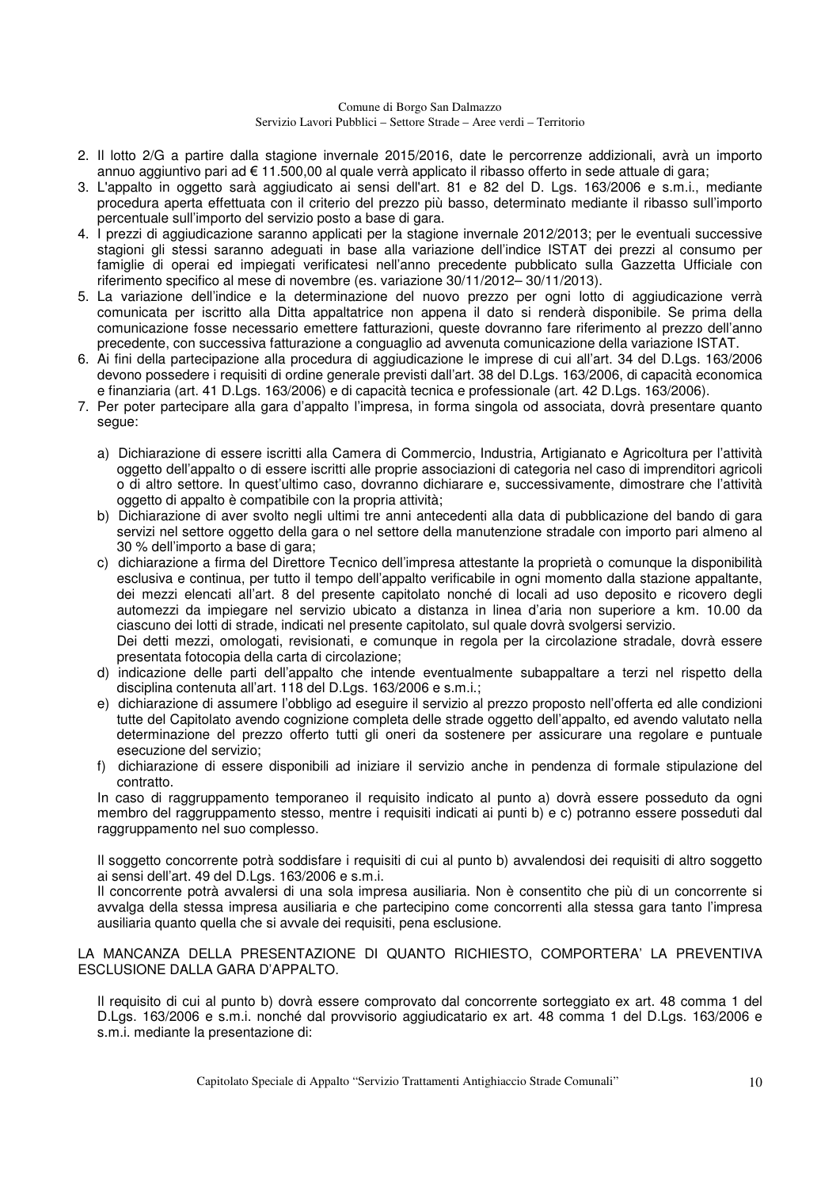2. Il lotto 2/G a partire dalla stagione invernale 2015/2016, date le percorrenze addizionali, avrà un importo annuo aggiuntivo pari ad € 11.500,00 al quale verrà applicato il ribasso offerto in sede attuale di gara;
3. L'appalto in oggetto sarà aggiudicato ai sensi dell'art. 81 e 82 del D. Lgs. 163/2006 e s.m.i., mediante procedura aperta effettuata con il criterio del prezzo più basso, determinato mediante il ribasso sull'importo percentuale sull'importo del servizio posto a base di gara.
4. I prezzi di aggiudicazione saranno applicati per la stagione invernale 2012/2013; per le eventuali successive stagioni gli stessi saranno adeguati in base alla variazione dell'indice ISTAT dei prezzi al consumo per famiglie di operai ed impiegati verificatesi nell'anno precedente pubblicato sulla Gazzetta Ufficiale con riferimento specifico al mese di novembre (es. variazione 30/11/2012– 30/11/2013).
5. La variazione dell'indice e la determinazione del nuovo prezzo per ogni lotto di aggiudicazione verrà comunicata per iscritto alla Ditta appaltatrice non appena il dato si renderà disponibile. Se prima della comunicazione fosse necessario emettere fatturazioni, queste dovranno fare riferimento al prezzo dell'anno precedente, con successiva fatturazione a conguaglio ad avvenuta comunicazione della variazione ISTAT.
6. Ai fini della partecipazione alla procedura di aggiudicazione le imprese di cui all'art. 34 del D.Lgs. 163/2006 devono possedere i requisiti di ordine generale previsti dall'art. 38 del D.Lgs. 163/2006, di capacità economica e finanziaria (art. 41 D.Lgs. 163/2006) e di capacità tecnica e professionale (art. 42 D.Lgs. 163/2006).
7. Per poter partecipare alla gara d'appalto l'impresa, in forma singola od associata, dovrà presentare quanto segue:

   a) Dichiarazione di essere iscritti alla Camera di Commercio, Industria, Artigianato e Agricoltura per l'attività oggetto dell'appalto o di essere iscritti alle proprie associazioni di categoria nel caso di imprenditori agricoli o di altro settore. In quest'ultimo caso, dovranno dichiarare e, successivamente, dimostrare che l'attività oggetto di appalto è compatibile con la propria attività;
   b) Dichiarazione di aver svolto negli ultimi tre anni antecedenti alla data di pubblicazione del bando di gara servizi nel settore oggetto della gara o nel settore della manutenzione stradale con importo pari almeno al 30 % dell'importo a base di gara;
   c) dichiarazione a firma del Direttore Tecnico dell'impresa attestante la proprietà o comunque la disponibilità esclusiva e continua, per tutto il tempo dell'appalto verificabile in ogni momento dalla stazione appaltante, dei mezzi elencati all'art. 8 del presente capitolato nonché di locali ad uso deposito e ricovero degli automezzi da impiegare nel servizio ubicato a distanza in linea d'aria non superiore a km. 10.00 da ciascuno dei lotti di strade, indicati nel presente capitolato, sul quale dovrà svolgersi servizio.
      Dei detti mezzi, omologati, revisionati, e comunque in regola per la circolazione stradale, dovrà essere presentata fotocopia della carta di circolazione;
   d) indicazione delle parti dell'appalto che intende eventualmente subappaltare a terzi nel rispetto della disciplina contenuta all'art. 118 del D.Lgs. 163/2006 e s.m.i.;
   e) dichiarazione di assumere l'obbligo ad eseguire il servizio al prezzo proposto nell'offerta ed alle condizioni tutte del Capitolato avendo cognizione completa delle strade oggetto dell'appalto, ed avendo valutato nella determinazione del prezzo offerto tutti gli oneri da sostenere per assicurare una regolare e puntuale esecuzione del servizio;
   f) dichiarazione di essere disponibili ad iniziare il servizio anche in pendenza di formale stipulazione del contratto.

   In caso di raggruppamento temporaneo il requisito indicato al punto a) dovrà essere posseduto da ogni membro del raggruppamento stesso, mentre i requisiti indicati ai punti b) e c) potranno essere posseduti dal raggruppamento nel suo complesso.

   Il soggetto concorrente potrà soddisfare i requisiti di cui al punto b) avvalendosi dei requisiti di altro soggetto ai sensi dell'art. 49 del D.Lgs. 163/2006 e s.m.i.
   Il concorrente potrà avvalersi di una sola impresa ausiliaria. Non è consentito che più di un concorrente si avvalga della stessa impresa ausiliaria e che partecipino come concorrenti alla stessa gara tanto l'impresa ausiliaria quanto quella che si avvale dei requisiti, pena esclusione.

LA MANCANZA DELLA PRESENTAZIONE DI QUANTO RICHIESTO, COMPORTERA' LA PREVENTIVA ESCLUSIONE DALLA GARA D'APPALTO.

Il requisito di cui al punto b) dovrà essere comprovato dal concorrente sorteggiato ex art. 48 comma 1 del D.Lgs. 163/2006 e s.m.i. nonché dal provvisorio aggiudicatario ex art. 48 comma 1 del D.Lgs. 163/2006 e s.m.i. mediante la presentazione di: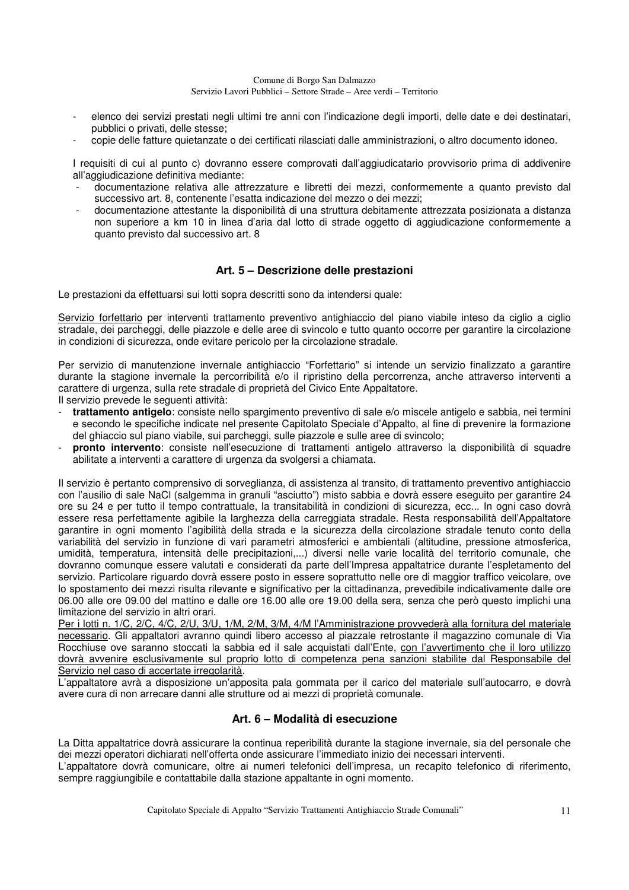- elenco dei servizi prestati negli ultimi tre anni con l'indicazione degli importi, delle date e dei destinatari, pubblici o privati, delle stesse;
- copie delle fatture quietanzate o dei certificati rilasciati dalle amministrazioni, o altro documento idoneo.

I requisiti di cui al punto c) dovranno essere comprovati dall'aggiudicatario provvisorio prima di addivenire all'aggiudicazione definitiva mediante:

- documentazione relativa alle attrezzature e libretti dei mezzi, conformemente a quanto previsto dal successivo art. 8, contenente l'esatta indicazione del mezzo o dei mezzi;
- documentazione attestante la disponibilità di una struttura debitamente attrezzata posizionata a distanza non superiore a km 10 in linea d'aria dal lotto di strade oggetto di aggiudicazione conformemente a quanto previsto dal successivo art. 8

## Art. 5 – Descrizione delle prestazioni

Le prestazioni da effettuarsi sui lotti sopra descritti sono da intendersi quale:

<u>Servizio forfettario</u> per interventi trattamento preventivo antighiaccio del piano viabile inteso da ciglio a ciglio stradale, dei parcheggi, delle piazzole e delle aree di svincolo e tutto quanto occorre per garantire la circolazione in condizioni di sicurezza, onde evitare pericolo per la circolazione stradale.

Per servizio di manutenzione invernale antighiaccio "Forfettario" si intende un servizio finalizzato a garantire durante la stagione invernale la percorribilità e/o il ripristino della percorrenza, anche attraverso interventi a carattere di urgenza, sulla rete stradale di proprietà del Civico Ente Appaltatore.
Il servizio prevede le seguenti attività:

- **trattamento antigelo**: consiste nello spargimento preventivo di sale e/o miscele antigelo e sabbia, nei termini e secondo le specifiche indicate nel presente Capitolato Speciale d'Appalto, al fine di prevenire la formazione del ghiaccio sul piano viabile, sui parcheggi, sulle piazzole e sulle aree di svincolo;
- **pronto intervento**: consiste nell'esecuzione di trattamenti antigelo attraverso la disponibilità di squadre abilitate a interventi a carattere di urgenza da svolgersi a chiamata.

Il servizio è pertanto comprensivo di sorveglianza, di assistenza al transito, di trattamento preventivo antighiaccio con l'ausilio di sale NaCl (salgemma in granuli "asciutto") misto sabbia e dovrà essere eseguito per garantire 24 ore su 24 e per tutto il tempo contrattuale, la transitabilità in condizioni di sicurezza, ecc... In ogni caso dovrà essere resa perfettamente agibile la larghezza della carreggiata stradale. Resta responsabilità dell'Appaltatore garantire in ogni momento l'agibilità della strada e la sicurezza della circolazione stradale tenuto conto della variabilità del servizio in funzione di vari parametri atmosferici e ambientali (altitudine, pressione atmosferica, umidità, temperatura, intensità delle precipitazioni,...) diversi nelle varie località del territorio comunale, che dovranno comunque essere valutati e considerati da parte dell'Impresa appaltatrice durante l'espletamento del servizio. Particolare riguardo dovrà essere posto in essere soprattutto nelle ore di maggior traffico veicolare, ove lo spostamento dei mezzi risulta rilevante e significativo per la cittadinanza, prevedibile indicativamente dalle ore 06.00 alle ore 09.00 del mattino e dalle ore 16.00 alle ore 19.00 della sera, senza che però questo implichi una limitazione del servizio in altri orari.
<u>Per i lotti n. 1/C, 2/C, 4/C, 2/U, 3/U, 1/M, 2/M, 3/M, 4/M l'Amministrazione provvederà alla fornitura del materiale necessario</u>. Gli appaltatori avranno quindi libero accesso al piazzale retrostante il magazzino comunale di Via Rocchiuse ove saranno stoccati la sabbia ed il sale acquistati dall'Ente, <u>con l'avvertimento che il loro utilizzo dovrà avvenire esclusivamente sul proprio lotto di competenza pena sanzioni stabilite dal Responsabile del Servizio nel caso di accertate irregolarità</u>.
L'appaltatore avrà a disposizione un'apposita pala gommata per il carico del materiale sull'autocarro, e dovrà avere cura di non arrecare danni alle strutture od ai mezzi di proprietà comunale.

## Art. 6 – Modalità di esecuzione

La Ditta appaltatrice dovrà assicurare la continua reperibilità durante la stagione invernale, sia del personale che dei mezzi operatori dichiarati nell'offerta onde assicurare l'immediato inizio dei necessari interventi.
L'appaltatore dovrà comunicare, oltre ai numeri telefonici dell'impresa, un recapito telefonico di riferimento, sempre raggiungibile e contattabile dalla stazione appaltante in ogni momento.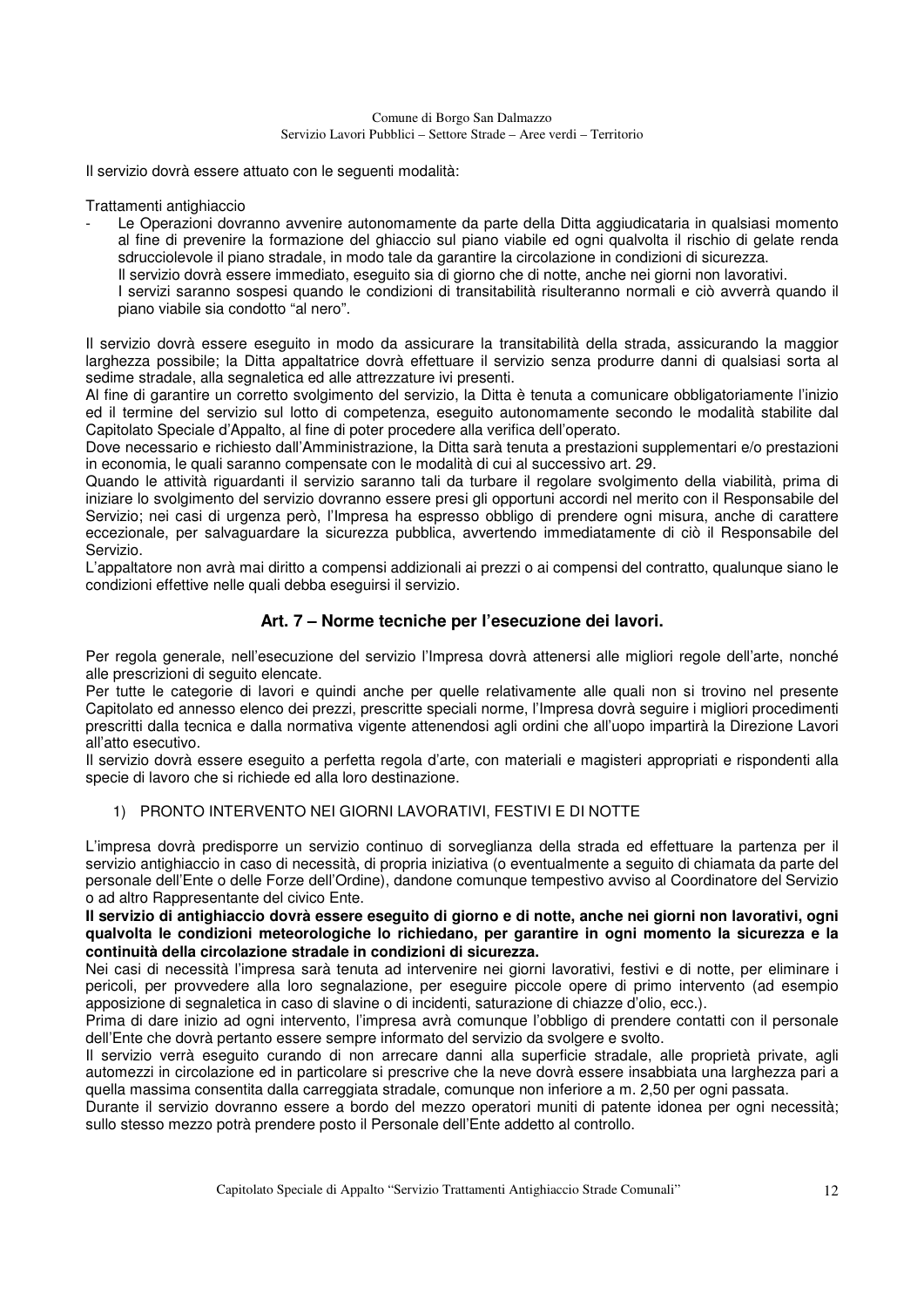Il servizio dovrà essere attuato con le seguenti modalità:

Trattamenti antighiaccio

- Le Operazioni dovranno avvenire autonomamente da parte della Ditta aggiudicataria in qualsiasi momento al fine di prevenire la formazione del ghiaccio sul piano viabile ed ogni qualvolta il rischio di gelate renda sdrucciolevole il piano stradale, in modo tale da garantire la circolazione in condizioni di sicurezza.
  Il servizio dovrà essere immediato, eseguito sia di giorno che di notte, anche nei giorni non lavorativi.
  I servizi saranno sospesi quando le condizioni di transitabilità risulteranno normali e ciò avverrà quando il piano viabile sia condotto "al nero".

Il servizio dovrà essere eseguito in modo da assicurare la transitabilità della strada, assicurando la maggior larghezza possibile; la Ditta appaltatrice dovrà effettuare il servizio senza produrre danni di qualsiasi sorta al sedime stradale, alla segnaletica ed alle attrezzature ivi presenti.
Al fine di garantire un corretto svolgimento del servizio, la Ditta è tenuta a comunicare obbligatoriamente l'inizio ed il termine del servizio sul lotto di competenza, eseguito autonomamente secondo le modalità stabilite dal Capitolato Speciale d'Appalto, al fine di poter procedere alla verifica dell'operato.
Dove necessario e richiesto dall'Amministrazione, la Ditta sarà tenuta a prestazioni supplementari e/o prestazioni in economia, le quali saranno compensate con le modalità di cui al successivo art. 29.
Quando le attività riguardanti il servizio saranno tali da turbare il regolare svolgimento della viabilità, prima di iniziare lo svolgimento del servizio dovranno essere presi gli opportuni accordi nel merito con il Responsabile del Servizio; nei casi di urgenza però, l'Impresa ha espresso obbligo di prendere ogni misura, anche di carattere eccezionale, per salvaguardare la sicurezza pubblica, avvertendo immediatamente di ciò il Responsabile del Servizio.
L'appaltatore non avrà mai diritto a compensi addizionali ai prezzi o ai compensi del contratto, qualunque siano le condizioni effettive nelle quali debba eseguirsi il servizio.

## Art. 7 – Norme tecniche per l'esecuzione dei lavori.

Per regola generale, nell'esecuzione del servizio l'Impresa dovrà attenersi alle migliori regole dell'arte, nonché alle prescrizioni di seguito elencate.
Per tutte le categorie di lavori e quindi anche per quelle relativamente alle quali non si trovino nel presente Capitolato ed annesso elenco dei prezzi, prescritte speciali norme, l'Impresa dovrà seguire i migliori procedimenti prescritti dalla tecnica e dalla normativa vigente attenendosi agli ordini che all'uopo impartirà la Direzione Lavori all'atto esecutivo.
Il servizio dovrà essere eseguito a perfetta regola d'arte, con materiali e magisteri appropriati e rispondenti alla specie di lavoro che si richiede ed alla loro destinazione.

1) PRONTO INTERVENTO NEI GIORNI LAVORATIVI, FESTIVI E DI NOTTE

L'impresa dovrà predisporre un servizio continuo di sorveglianza della strada ed effettuare la partenza per il servizio antighiaccio in caso di necessità, di propria iniziativa (o eventualmente a seguito di chiamata da parte del personale dell'Ente o delle Forze dell'Ordine), dandone comunque tempestivo avviso al Coordinatore del Servizio o ad altro Rappresentante del civico Ente.
**Il servizio di antighiaccio dovrà essere eseguito di giorno e di notte, anche nei giorni non lavorativi, ogni qualvolta le condizioni meteorologiche lo richiedano, per garantire in ogni momento la sicurezza e la continuità della circolazione stradale in condizioni di sicurezza.**
Nei casi di necessità l'impresa sarà tenuta ad intervenire nei giorni lavorativi, festivi e di notte, per eliminare i pericoli, per provvedere alla loro segnalazione, per eseguire piccole opere di primo intervento (ad esempio apposizione di segnaletica in caso di slavine o di incidenti, saturazione di chiazze d'olio, ecc.).
Prima di dare inizio ad ogni intervento, l'impresa avrà comunque l'obbligo di prendere contatti con il personale dell'Ente che dovrà pertanto essere sempre informato del servizio da svolgere e svolto.
Il servizio verrà eseguito curando di non arrecare danni alla superficie stradale, alle proprietà private, agli automezzi in circolazione ed in particolare si prescrive che la neve dovrà essere insabbiata una larghezza pari a quella massima consentita dalla carreggiata stradale, comunque non inferiore a m. 2,50 per ogni passata.
Durante il servizio dovranno essere a bordo del mezzo operatori muniti di patente idonea per ogni necessità; sullo stesso mezzo potrà prendere posto il Personale dell'Ente addetto al controllo.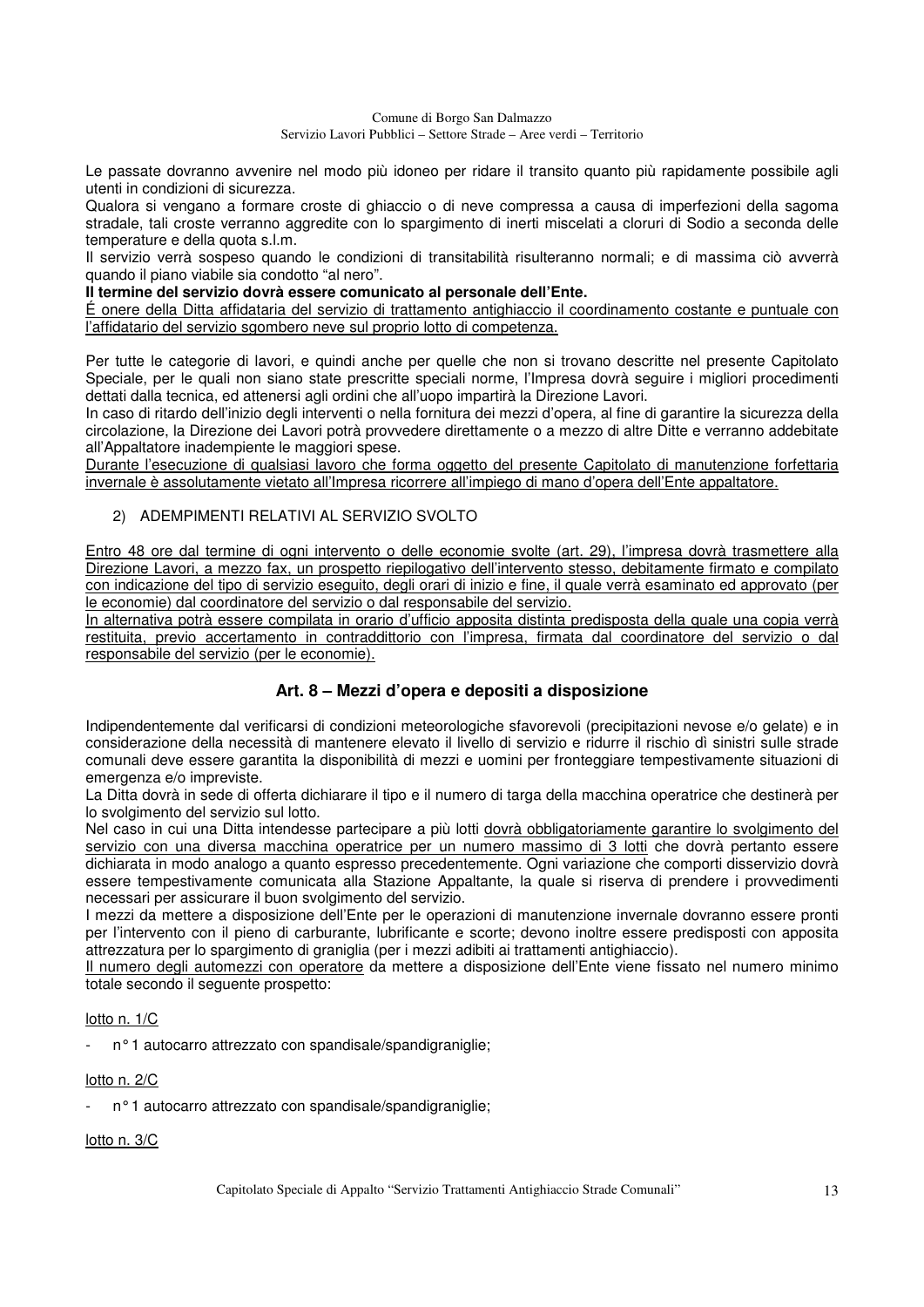Le passate dovranno avvenire nel modo più idoneo per ridare il transito quanto più rapidamente possibile agli utenti in condizioni di sicurezza.
Qualora si vengano a formare croste di ghiaccio o di neve compressa a causa di imperfezioni della sagoma stradale, tali croste verranno aggredite con lo spargimento di inerti miscelati a cloruri di Sodio a seconda delle temperature e della quota s.l.m.
Il servizio verrà sospeso quando le condizioni di transitabilità risulteranno normali; e di massima ciò avverrà quando il piano viabile sia condotto "al nero".
**Il termine del servizio dovrà essere comunicato al personale dell'Ente.**
É onere della Ditta affidataria del servizio di trattamento antighiaccio il coordinamento costante e puntuale con l'affidatario del servizio sgombero neve sul proprio lotto di competenza.

Per tutte le categorie di lavori, e quindi anche per quelle che non si trovano descritte nel presente Capitolato Speciale, per le quali non siano state prescritte speciali norme, l'Impresa dovrà seguire i migliori procedimenti dettati dalla tecnica, ed attenersi agli ordini che all'uopo impartirà la Direzione Lavori.
In caso di ritardo dell'inizio degli interventi o nella fornitura dei mezzi d'opera, al fine di garantire la sicurezza della circolazione, la Direzione dei Lavori potrà provvedere direttamente o a mezzo di altre Ditte e verranno addebitate all'Appaltatore inadempiente le maggiori spese.
Durante l'esecuzione di qualsiasi lavoro che forma oggetto del presente Capitolato di manutenzione forfettaria invernale è assolutamente vietato all'Impresa ricorrere all'impiego di mano d'opera dell'Ente appaltatore.

2) ADEMPIMENTI RELATIVI AL SERVIZIO SVOLTO

Entro 48 ore dal termine di ogni intervento o delle economie svolte (art. 29), l'impresa dovrà trasmettere alla Direzione Lavori, a mezzo fax, un prospetto riepilogativo dell'intervento stesso, debitamente firmato e compilato con indicazione del tipo di servizio eseguito, degli orari di inizio e fine, il quale verrà esaminato ed approvato (per le economie) dal coordinatore del servizio o dal responsabile del servizio.
In alternativa potrà essere compilata in orario d'ufficio apposita distinta predisposta della quale una copia verrà restituita, previo accertamento in contraddittorio con l'impresa, firmata dal coordinatore del servizio o dal responsabile del servizio (per le economie).

## Art. 8 – Mezzi d'opera e depositi a disposizione

Indipendentemente dal verificarsi di condizioni meteorologiche sfavorevoli (precipitazioni nevose e/o gelate) e in considerazione della necessità di mantenere elevato il livello di servizio e ridurre il rischio dì sinistri sulle strade comunali deve essere garantita la disponibilità di mezzi e uomini per fronteggiare tempestivamente situazioni di emergenza e/o impreviste.
La Ditta dovrà in sede di offerta dichiarare il tipo e il numero di targa della macchina operatrice che destinerà per lo svolgimento del servizio sul lotto.
Nel caso in cui una Ditta intendesse partecipare a più lotti dovrà obbligatoriamente garantire lo svolgimento del servizio con una diversa macchina operatrice per un numero massimo di 3 lotti che dovrà pertanto essere dichiarata in modo analogo a quanto espresso precedentemente. Ogni variazione che comporti disservizio dovrà essere tempestivamente comunicata alla Stazione Appaltante, la quale si riserva di prendere i provvedimenti necessari per assicurare il buon svolgimento del servizio.
I mezzi da mettere a disposizione dell'Ente per le operazioni di manutenzione invernale dovranno essere pronti per l'intervento con il pieno di carburante, lubrificante e scorte; devono inoltre essere predisposti con apposita attrezzatura per lo spargimento di graniglia (per i mezzi adibiti ai trattamenti antighiaccio).
Il numero degli automezzi con operatore da mettere a disposizione dell'Ente viene fissato nel numero minimo totale secondo il seguente prospetto:

lotto n. 1/C

- n° 1 autocarro attrezzato con spandisale/spandigraniglie;

lotto n. 2/C

- n° 1 autocarro attrezzato con spandisale/spandigraniglie;

lotto n. 3/C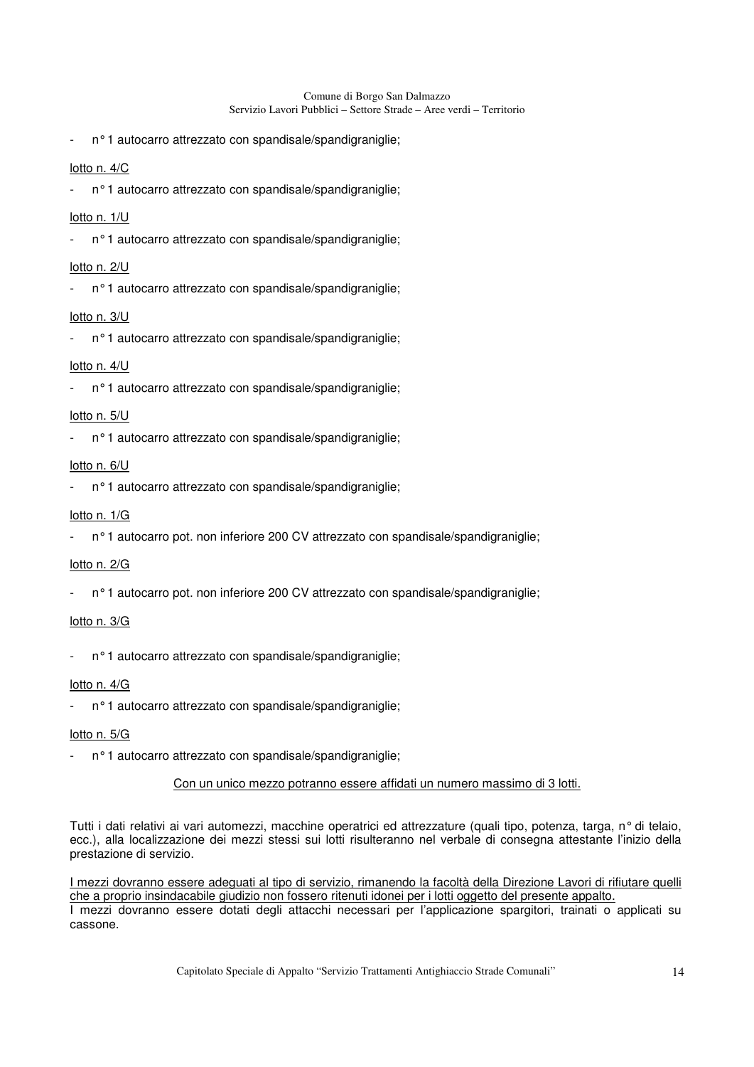- n° 1 autocarro attrezzato con spandisale/spandigraniglie;

<u>lotto n. 4/C</u>

- n° 1 autocarro attrezzato con spandisale/spandigraniglie;

<u>lotto n. 1/U</u>

- n° 1 autocarro attrezzato con spandisale/spandigraniglie;

<u>lotto n. 2/U</u>

- n° 1 autocarro attrezzato con spandisale/spandigraniglie;

<u>lotto n. 3/U</u>

- n° 1 autocarro attrezzato con spandisale/spandigraniglie;

<u>lotto n. 4/U</u>

- n° 1 autocarro attrezzato con spandisale/spandigraniglie;

<u>lotto n. 5/U</u>

- n° 1 autocarro attrezzato con spandisale/spandigraniglie;

<u>lotto n. 6/U</u>

- n° 1 autocarro attrezzato con spandisale/spandigraniglie;

<u>lotto n. 1/G</u>

- n° 1 autocarro pot. non inferiore 200 CV attrezzato con spandisale/spandigraniglie;

<u>lotto n. 2/G</u>

- n° 1 autocarro pot. non inferiore 200 CV attrezzato con spandisale/spandigraniglie;

<u>lotto n. 3/G</u>

- n° 1 autocarro attrezzato con spandisale/spandigraniglie;

<u>lotto n. 4/G</u>

- n° 1 autocarro attrezzato con spandisale/spandigraniglie;

<u>lotto n. 5/G</u>

- n° 1 autocarro attrezzato con spandisale/spandigraniglie;

<u>Con un unico mezzo potranno essere affidati un numero massimo di 3 lotti.</u>

Tutti i dati relativi ai vari automezzi, macchine operatrici ed attrezzature (quali tipo, potenza, targa, n° di telaio, ecc.), alla localizzazione dei mezzi stessi sui lotti risulteranno nel verbale di consegna attestante l'inizio della prestazione di servizio.

<u>I mezzi dovranno essere adeguati al tipo di servizio, rimanendo la facoltà della Direzione Lavori di rifiutare quelli che a proprio insindacabile giudizio non fossero ritenuti idonei per i lotti oggetto del presente appalto.</u>
I mezzi dovranno essere dotati degli attacchi necessari per l'applicazione spargitori, trainati o applicati su cassone.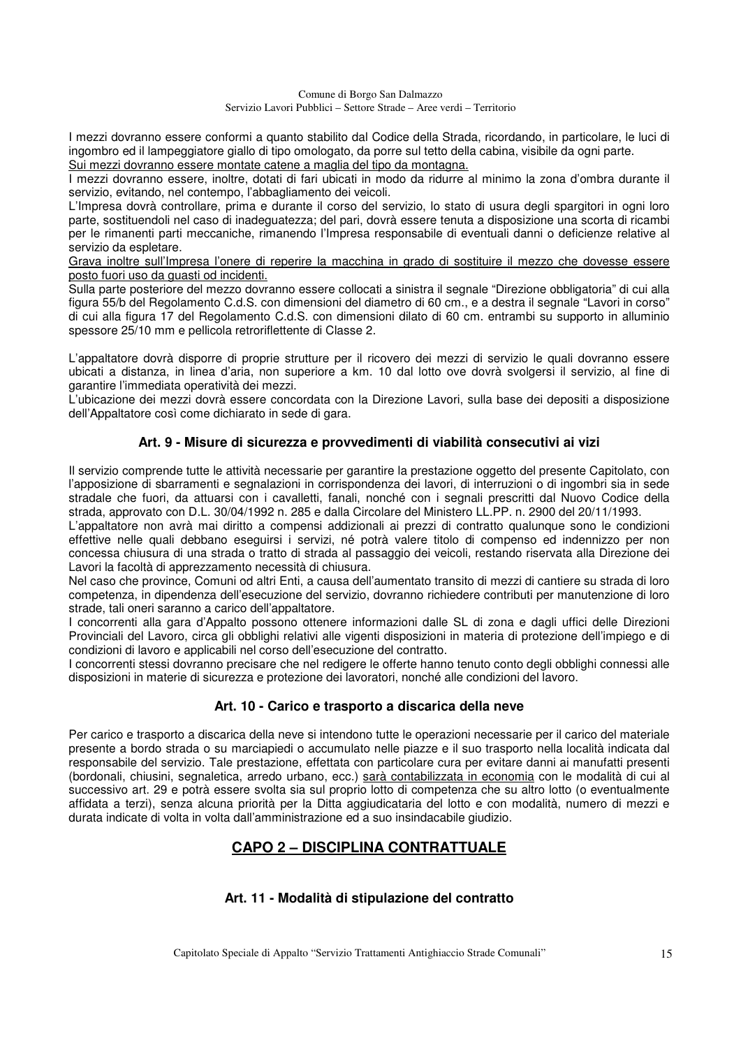I mezzi dovranno essere conformi a quanto stabilito dal Codice della Strada, ricordando, in particolare, le luci di ingombro ed il lampeggiatore giallo di tipo omologato, da porre sul tetto della cabina, visibile da ogni parte.
<u>Sui mezzi dovranno essere montate catene a maglia del tipo da montagna.</u>
I mezzi dovranno essere, inoltre, dotati di fari ubicati in modo da ridurre al minimo la zona d'ombra durante il servizio, evitando, nel contempo, l'abbagliamento dei veicoli.
L'Impresa dovrà controllare, prima e durante il corso del servizio, lo stato di usura degli spargitori in ogni loro parte, sostituendoli nel caso di inadeguatezza; del pari, dovrà essere tenuta a disposizione una scorta di ricambi per le rimanenti parti meccaniche, rimanendo l'Impresa responsabile di eventuali danni o deficienze relative al servizio da espletare.
<u>Grava inoltre sull'Impresa l'onere di reperire la macchina in grado di sostituire il mezzo che dovesse essere posto fuori uso da guasti od incidenti.</u>
Sulla parte posteriore del mezzo dovranno essere collocati a sinistra il segnale "Direzione obbligatoria" di cui alla figura 55/b del Regolamento C.d.S. con dimensioni del diametro di 60 cm., e a destra il segnale "Lavori in corso" di cui alla figura 17 del Regolamento C.d.S. con dimensioni dilato di 60 cm. entrambi su supporto in alluminio spessore 25/10 mm e pellicola retroriflettente di Classe 2.

L'appaltatore dovrà disporre di proprie strutture per il ricovero dei mezzi di servizio le quali dovranno essere ubicati a distanza, in linea d'aria, non superiore a km. 10 dal lotto ove dovrà svolgersi il servizio, al fine di garantire l'immediata operatività dei mezzi.
L'ubicazione dei mezzi dovrà essere concordata con la Direzione Lavori, sulla base dei depositi a disposizione dell'Appaltatore così come dichiarato in sede di gara.

### Art. 9 - Misure di sicurezza e provvedimenti di viabilità consecutivi ai vizi

Il servizio comprende tutte le attività necessarie per garantire la prestazione oggetto del presente Capitolato, con l'apposizione di sbarramenti e segnalazioni in corrispondenza dei lavori, di interruzioni o di ingombri sia in sede stradale che fuori, da attuarsi con i cavalletti, fanali, nonché con i segnali prescritti dal Nuovo Codice della strada, approvato con D.L. 30/04/1992 n. 285 e dalla Circolare del Ministero LL.PP. n. 2900 del 20/11/1993.
L'appaltatore non avrà mai diritto a compensi addizionali ai prezzi di contratto qualunque sono le condizioni effettive nelle quali debbano eseguirsi i servizi, né potrà valere titolo di compenso ed indennizzo per non concessa chiusura di una strada o tratto di strada al passaggio dei veicoli, restando riservata alla Direzione dei Lavori la facoltà di apprezzamento necessità di chiusura.
Nel caso che province, Comuni od altri Enti, a causa dell'aumentato transito di mezzi di cantiere su strada di loro competenza, in dipendenza dell'esecuzione del servizio, dovranno richiedere contributi per manutenzione di loro strade, tali oneri saranno a carico dell'appaltatore.
I concorrenti alla gara d'Appalto possono ottenere informazioni dalle SL di zona e dagli uffici delle Direzioni Provinciali del Lavoro, circa gli obblighi relativi alle vigenti disposizioni in materia di protezione dell'impiego e di condizioni di lavoro e applicabili nel corso dell'esecuzione del contratto.
I concorrenti stessi dovranno precisare che nel redigere le offerte hanno tenuto conto degli obblighi connessi alle disposizioni in materie di sicurezza e protezione dei lavoratori, nonché alle condizioni del lavoro.

### Art. 10 - Carico e trasporto a discarica della neve

Per carico e trasporto a discarica della neve si intendono tutte le operazioni necessarie per il carico del materiale presente a bordo strada o su marciapiedi o accumulato nelle piazze e il suo trasporto nella località indicata dal responsabile del servizio. Tale prestazione, effettata con particolare cura per evitare danni ai manufatti presenti (bordonali, chiusini, segnaletica, arredo urbano, ecc.) <u>sarà contabilizzata in economia</u> con le modalità di cui al successivo art. 29 e potrà essere svolta sia sul proprio lotto di competenza che su altro lotto (o eventualmente affidata a terzi), senza alcuna priorità per la Ditta aggiudicataria del lotto e con modalità, numero di mezzi e durata indicate di volta in volta dall'amministrazione ed a suo insindacabile giudizio.

## CAPO 2 – DISCIPLINA CONTRATTUALE

### Art. 11 - Modalità di stipulazione del contratto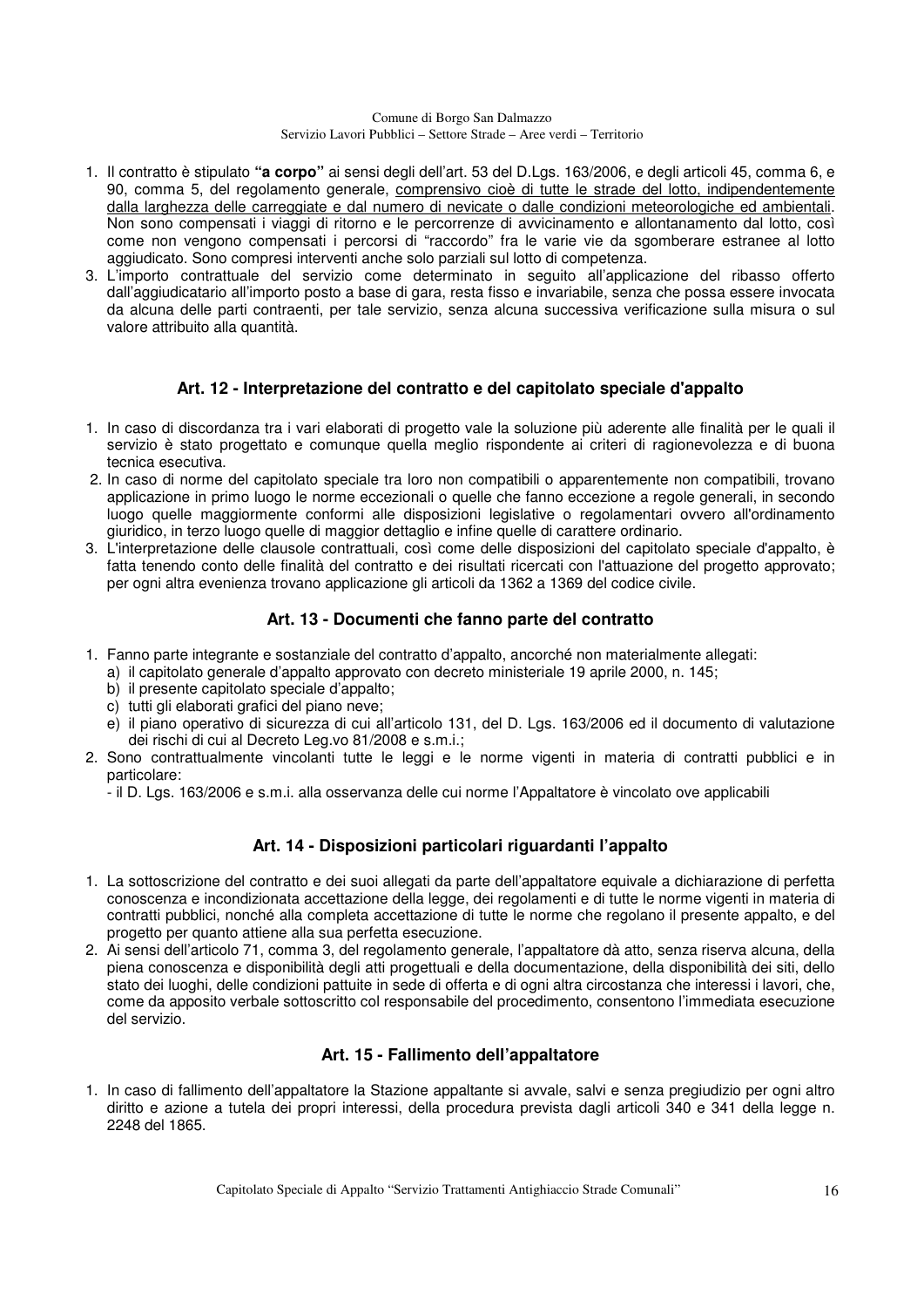1. Il contratto è stipulato **"a corpo"** ai sensi degli dell'art. 53 del D.Lgs. 163/2006, e degli articoli 45, comma 6, e 90, comma 5, del regolamento generale, comprensivo cioè di tutte le strade del lotto, indipendentemente dalla larghezza delle carreggiate e dal numero di nevicate o dalle condizioni meteorologiche ed ambientali. Non sono compensati i viaggi di ritorno e le percorrenze di avvicinamento e allontanamento dal lotto, così come non vengono compensati i percorsi di "raccordo" fra le varie vie da sgomberare estranee al lotto aggiudicato. Sono compresi interventi anche solo parziali sul lotto di competenza.
3. L'importo contrattuale del servizio come determinato in seguito all'applicazione del ribasso offerto dall'aggiudicatario all'importo posto a base di gara, resta fisso e invariabile, senza che possa essere invocata da alcuna delle parti contraenti, per tale servizio, senza alcuna successiva verificazione sulla misura o sul valore attribuito alla quantità.

### Art. 12 - Interpretazione del contratto e del capitolato speciale d'appalto

1. In caso di discordanza tra i vari elaborati di progetto vale la soluzione più aderente alle finalità per le quali il servizio è stato progettato e comunque quella meglio rispondente ai criteri di ragionevolezza e di buona tecnica esecutiva.
2. In caso di norme del capitolato speciale tra loro non compatibili o apparentemente non compatibili, trovano applicazione in primo luogo le norme eccezionali o quelle che fanno eccezione a regole generali, in secondo luogo quelle maggiormente conformi alle disposizioni legislative o regolamentari ovvero all'ordinamento giuridico, in terzo luogo quelle di maggior dettaglio e infine quelle di carattere ordinario.
3. L'interpretazione delle clausole contrattuali, così come delle disposizioni del capitolato speciale d'appalto, è fatta tenendo conto delle finalità del contratto e dei risultati ricercati con l'attuazione del progetto approvato; per ogni altra evenienza trovano applicazione gli articoli da 1362 a 1369 del codice civile.

### Art. 13 - Documenti che fanno parte del contratto

1. Fanno parte integrante e sostanziale del contratto d'appalto, ancorché non materialmente allegati:
   a) il capitolato generale d'appalto approvato con decreto ministeriale 19 aprile 2000, n. 145;
   b) il presente capitolato speciale d'appalto;
   c) tutti gli elaborati grafici del piano neve;
   e) il piano operativo di sicurezza di cui all'articolo 131, del D. Lgs. 163/2006 ed il documento di valutazione dei rischi di cui al Decreto Leg.vo 81/2008 e s.m.i.;
2. Sono contrattualmente vincolanti tutte le leggi e le norme vigenti in materia di contratti pubblici e in particolare:
   - il D. Lgs. 163/2006 e s.m.i. alla osservanza delle cui norme l'Appaltatore è vincolato ove applicabili

### Art. 14 - Disposizioni particolari riguardanti l'appalto

1. La sottoscrizione del contratto e dei suoi allegati da parte dell'appaltatore equivale a dichiarazione di perfetta conoscenza e incondizionata accettazione della legge, dei regolamenti e di tutte le norme vigenti in materia di contratti pubblici, nonché alla completa accettazione di tutte le norme che regolano il presente appalto, e del progetto per quanto attiene alla sua perfetta esecuzione.
2. Ai sensi dell'articolo 71, comma 3, del regolamento generale, l'appaltatore dà atto, senza riserva alcuna, della piena conoscenza e disponibilità degli atti progettuali e della documentazione, della disponibilità dei siti, dello stato dei luoghi, delle condizioni pattuite in sede di offerta e di ogni altra circostanza che interessi i lavori, che, come da apposito verbale sottoscritto col responsabile del procedimento, consentono l'immediata esecuzione del servizio.

### Art. 15 - Fallimento dell'appaltatore

1. In caso di fallimento dell'appaltatore la Stazione appaltante si avvale, salvi e senza pregiudizio per ogni altro diritto e azione a tutela dei propri interessi, della procedura prevista dagli articoli 340 e 341 della legge n. 2248 del 1865.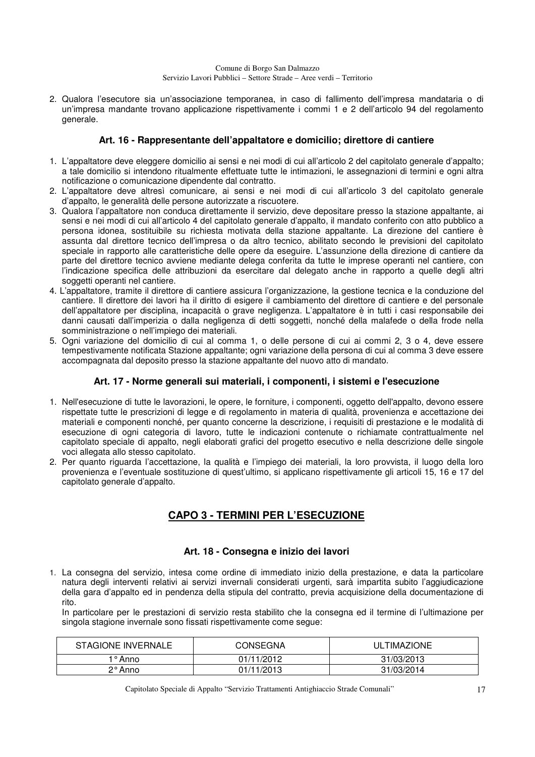2. Qualora l'esecutore sia un'associazione temporanea, in caso di fallimento dell'impresa mandataria o di un'impresa mandante trovano applicazione rispettivamente i commi 1 e 2 dell'articolo 94 del regolamento generale.

### Art. 16 - Rappresentante dell'appaltatore e domicilio; direttore di cantiere

1. L'appaltatore deve eleggere domicilio ai sensi e nei modi di cui all'articolo 2 del capitolato generale d'appalto; a tale domicilio si intendono ritualmente effettuate tutte le intimazioni, le assegnazioni di termini e ogni altra notificazione o comunicazione dipendente dal contratto.
2. L'appaltatore deve altresì comunicare, ai sensi e nei modi di cui all'articolo 3 del capitolato generale d'appalto, le generalità delle persone autorizzate a riscuotere.
3. Qualora l'appaltatore non conduca direttamente il servizio, deve depositare presso la stazione appaltante, ai sensi e nei modi di cui all'articolo 4 del capitolato generale d'appalto, il mandato conferito con atto pubblico a persona idonea, sostituibile su richiesta motivata della stazione appaltante. La direzione del cantiere è assunta dal direttore tecnico dell'impresa o da altro tecnico, abilitato secondo le previsioni del capitolato speciale in rapporto alle caratteristiche delle opere da eseguire. L'assunzione della direzione di cantiere da parte del direttore tecnico avviene mediante delega conferita da tutte le imprese operanti nel cantiere, con l'indicazione specifica delle attribuzioni da esercitare dal delegato anche in rapporto a quelle degli altri soggetti operanti nel cantiere.
4. L'appaltatore, tramite il direttore di cantiere assicura l'organizzazione, la gestione tecnica e la conduzione del cantiere. Il direttore dei lavori ha il diritto di esigere il cambiamento del direttore di cantiere e del personale dell'appaltatore per disciplina, incapacità o grave negligenza. L'appaltatore è in tutti i casi responsabile dei danni causati dall'imperizia o dalla negligenza di detti soggetti, nonché della malafede o della frode nella somministrazione o nell'impiego dei materiali.
5. Ogni variazione del domicilio di cui al comma 1, o delle persone di cui ai commi 2, 3 o 4, deve essere tempestivamente notificata Stazione appaltante; ogni variazione della persona di cui al comma 3 deve essere accompagnata dal deposito presso la stazione appaltante del nuovo atto di mandato.

### Art. 17 - Norme generali sui materiali, i componenti, i sistemi e l'esecuzione

1. Nell'esecuzione di tutte le lavorazioni, le opere, le forniture, i componenti, oggetto dell'appalto, devono essere rispettate tutte le prescrizioni di legge e di regolamento in materia di qualità, provenienza e accettazione dei materiali e componenti nonché, per quanto concerne la descrizione, i requisiti di prestazione e le modalità di esecuzione di ogni categoria di lavoro, tutte le indicazioni contenute o richiamate contrattualmente nel capitolato speciale di appalto, negli elaborati grafici del progetto esecutivo e nella descrizione delle singole voci allegata allo stesso capitolato.
2. Per quanto riguarda l'accettazione, la qualità e l'impiego dei materiali, la loro provvista, il luogo della loro provenienza e l'eventuale sostituzione di quest'ultimo, si applicano rispettivamente gli articoli 15, 16 e 17 del capitolato generale d'appalto.

## CAPO 3 - TERMINI PER L'ESECUZIONE

### Art. 18 - Consegna e inizio dei lavori

1. La consegna del servizio, intesa come ordine di immediato inizio della prestazione, e data la particolare natura degli interventi relativi ai servizi invernali considerati urgenti, sarà impartita subito l'aggiudicazione della gara d'appalto ed in pendenza della stipula del contratto, previa acquisizione della documentazione di rito.

   In particolare per le prestazioni di servizio resta stabilito che la consegna ed il termine di l'ultimazione per singola stagione invernale sono fissati rispettivamente come segue:

| STAGIONE INVERNALE | CONSEGNA | ULTIMAZIONE |
|---|---|---|
| 1° Anno | 01/11/2012 | 31/03/2013 |
| 2° Anno | 01/11/2013 | 31/03/2014 |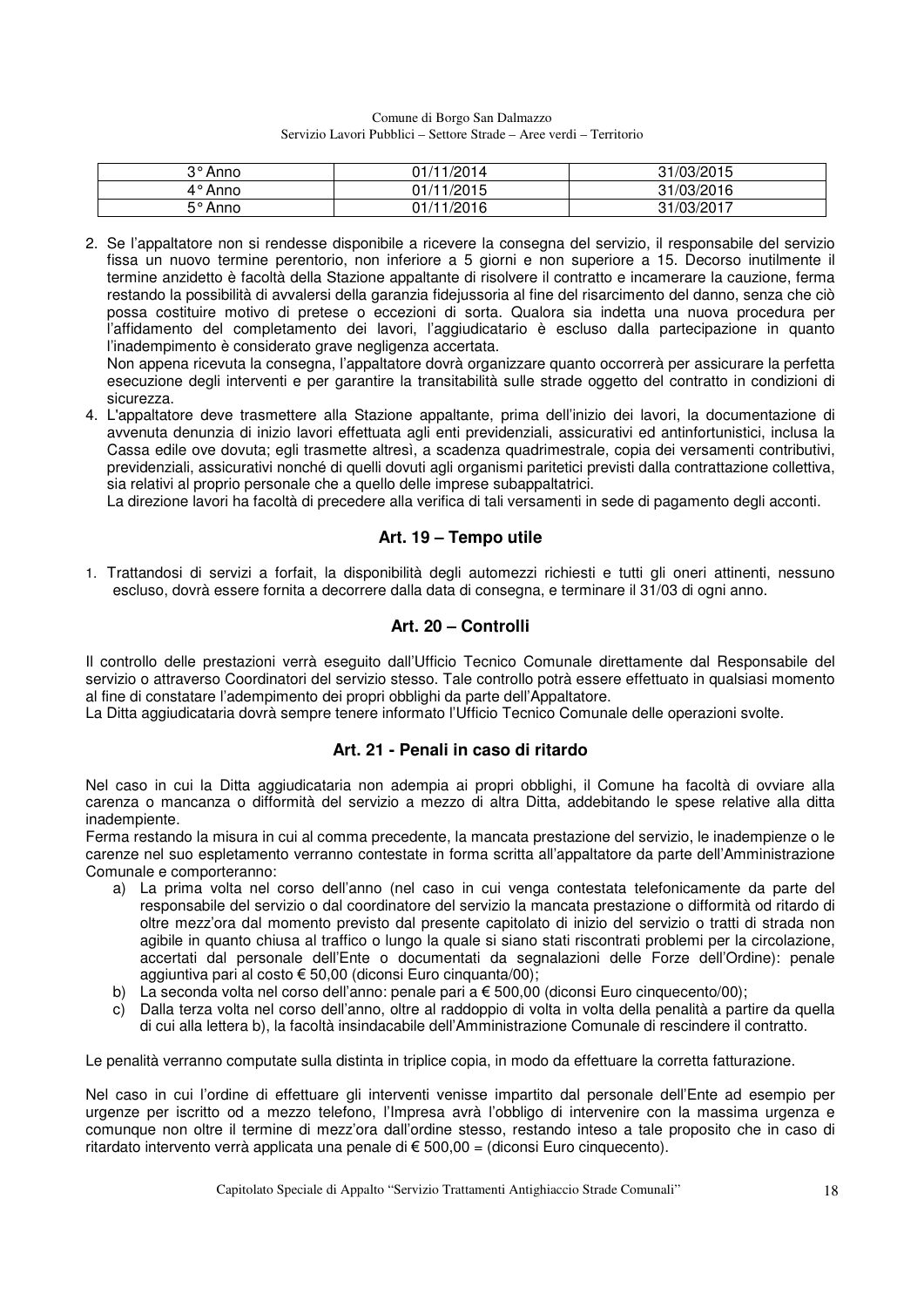| 3° Anno | 01/11/2014 | 31/03/2015 |
|---|---|---|
| 4° Anno | 01/11/2015 | 31/03/2016 |
| 5° Anno | 01/11/2016 | 31/03/2017 |

2. Se l'appaltatore non si rendesse disponibile a ricevere la consegna del servizio, il responsabile del servizio fissa un nuovo termine perentorio, non inferiore a 5 giorni e non superiore a 15. Decorso inutilmente il termine anzidetto è facoltà della Stazione appaltante di risolvere il contratto e incamerare la cauzione, ferma restando la possibilità di avvalersi della garanzia fidejussoria al fine del risarcimento del danno, senza che ciò possa costituire motivo di pretese o eccezioni di sorta. Qualora sia indetta una nuova procedura per l'affidamento del completamento dei lavori, l'aggiudicatario è escluso dalla partecipazione in quanto l'inadempimento è considerato grave negligenza accertata.
   Non appena ricevuta la consegna, l'appaltatore dovrà organizzare quanto occorrerà per assicurare la perfetta esecuzione degli interventi e per garantire la transitabilità sulle strade oggetto del contratto in condizioni di sicurezza.
4. L'appaltatore deve trasmettere alla Stazione appaltante, prima dell'inizio dei lavori, la documentazione di avvenuta denunzia di inizio lavori effettuata agli enti previdenziali, assicurativi ed antinfortunistici, inclusa la Cassa edile ove dovuta; egli trasmette altresì, a scadenza quadrimestrale, copia dei versamenti contributivi, previdenziali, assicurativi nonché di quelli dovuti agli organismi paritetici previsti dalla contrattazione collettiva, sia relativi al proprio personale che a quello delle imprese subappaltatrici.
   La direzione lavori ha facoltà di precedere alla verifica di tali versamenti in sede di pagamento degli acconti.

## Art. 19 – Tempo utile

1. Trattandosi di servizi a forfait, la disponibilità degli automezzi richiesti e tutti gli oneri attinenti, nessuno escluso, dovrà essere fornita a decorrere dalla data di consegna, e terminare il 31/03 di ogni anno.

## Art. 20 – Controlli

Il controllo delle prestazioni verrà eseguito dall'Ufficio Tecnico Comunale direttamente dal Responsabile del servizio o attraverso Coordinatori del servizio stesso. Tale controllo potrà essere effettuato in qualsiasi momento al fine di constatare l'adempimento dei propri obblighi da parte dell'Appaltatore.
La Ditta aggiudicataria dovrà sempre tenere informato l'Ufficio Tecnico Comunale delle operazioni svolte.

## Art. 21 - Penali in caso di ritardo

Nel caso in cui la Ditta aggiudicataria non adempia ai propri obblighi, il Comune ha facoltà di ovviare alla carenza o mancanza o difformità del servizio a mezzo di altra Ditta, addebitando le spese relative alla ditta inadempiente.
Ferma restando la misura in cui al comma precedente, la mancata prestazione del servizio, le inadempienze o le carenze nel suo espletamento verranno contestate in forma scritta all'appaltatore da parte dell'Amministrazione Comunale e comporteranno:

a) La prima volta nel corso dell'anno (nel caso in cui venga contestata telefonicamente da parte del responsabile del servizio o dal coordinatore del servizio la mancata prestazione o difformità od ritardo di oltre mezz'ora dal momento previsto dal presente capitolato di inizio del servizio o tratti di strada non agibile in quanto chiusa al traffico o lungo la quale si siano stati riscontrati problemi per la circolazione, accertati dal personale dell'Ente o documentati da segnalazioni delle Forze dell'Ordine): penale aggiuntiva pari al costo € 50,00 (diconsi Euro cinquanta/00);
b) La seconda volta nel corso dell'anno: penale pari a € 500,00 (diconsi Euro cinquecento/00);
c) Dalla terza volta nel corso dell'anno, oltre al raddoppio di volta in volta della penalità a partire da quella di cui alla lettera b), la facoltà insindacabile dell'Amministrazione Comunale di rescindere il contratto.

Le penalità verranno computate sulla distinta in triplice copia, in modo da effettuare la corretta fatturazione.

Nel caso in cui l'ordine di effettuare gli interventi venisse impartito dal personale dell'Ente ad esempio per urgenze per iscritto od a mezzo telefono, l'Impresa avrà l'obbligo di intervenire con la massima urgenza e comunque non oltre il termine di mezz'ora dall'ordine stesso, restando inteso a tale proposito che in caso di ritardato intervento verrà applicata una penale di € 500,00 = (diconsi Euro cinquecento).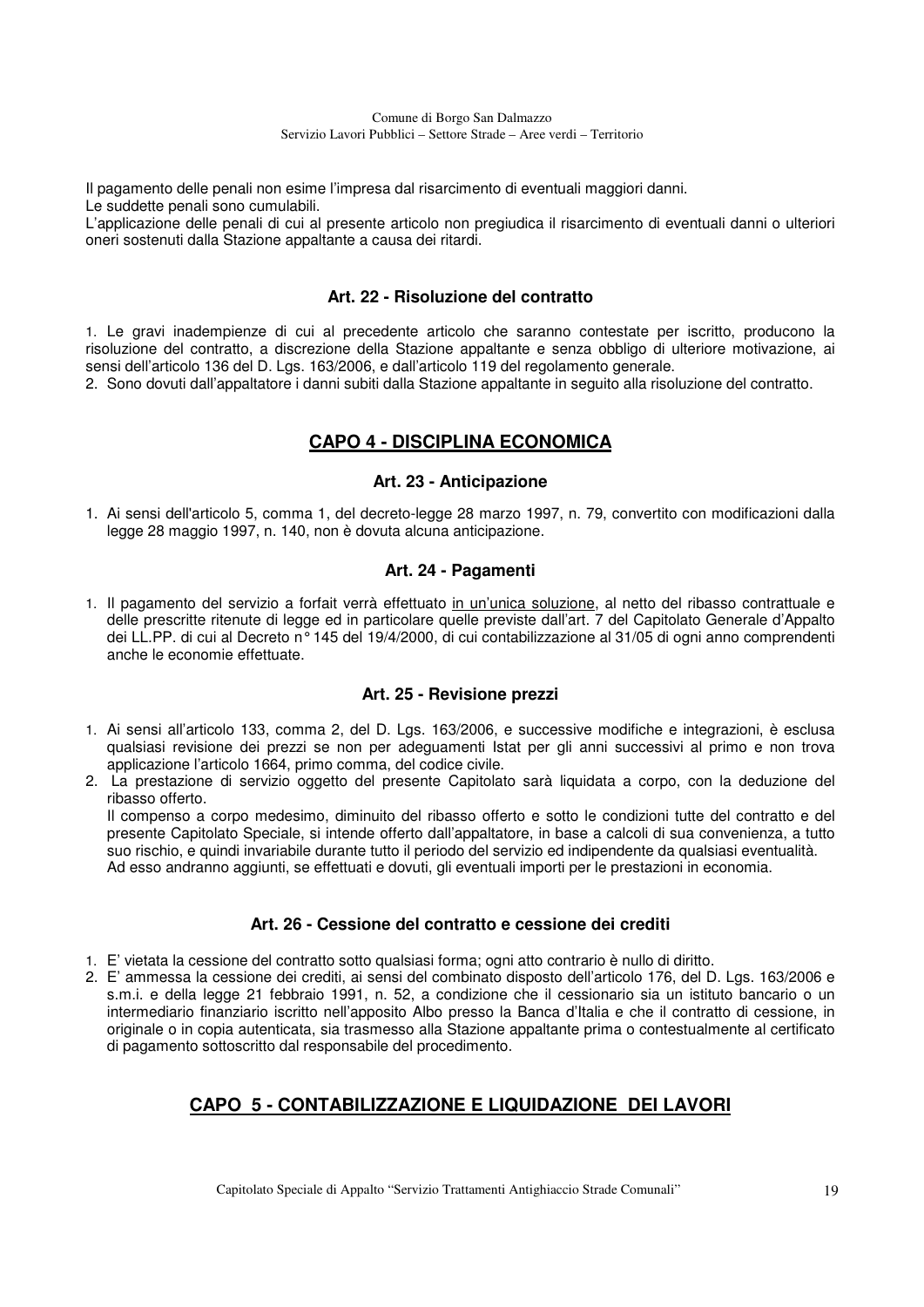Il pagamento delle penali non esime l'impresa dal risarcimento di eventuali maggiori danni.
Le suddette penali sono cumulabili.
L'applicazione delle penali di cui al presente articolo non pregiudica il risarcimento di eventuali danni o ulteriori oneri sostenuti dalla Stazione appaltante a causa dei ritardi.

### Art. 22 - Risoluzione del contratto

1. Le gravi inadempienze di cui al precedente articolo che saranno contestate per iscritto, producono la risoluzione del contratto, a discrezione della Stazione appaltante e senza obbligo di ulteriore motivazione, ai sensi dell'articolo 136 del D. Lgs. 163/2006, e dall'articolo 119 del regolamento generale.
2. Sono dovuti dall'appaltatore i danni subiti dalla Stazione appaltante in seguito alla risoluzione del contratto.

## CAPO 4 - DISCIPLINA ECONOMICA

### Art. 23 - Anticipazione

1. Ai sensi dell'articolo 5, comma 1, del decreto-legge 28 marzo 1997, n. 79, convertito con modificazioni dalla legge 28 maggio 1997, n. 140, non è dovuta alcuna anticipazione.

### Art. 24 - Pagamenti

1. Il pagamento del servizio a forfait verrà effettuato in un'unica soluzione, al netto del ribasso contrattuale e delle prescritte ritenute di legge ed in particolare quelle previste dall'art. 7 del Capitolato Generale d'Appalto dei LL.PP. di cui al Decreto n° 145 del 19/4/2000, di cui contabilizzazione al 31/05 di ogni anno comprendenti anche le economie effettuate.

### Art. 25 - Revisione prezzi

1. Ai sensi all'articolo 133, comma 2, del D. Lgs. 163/2006, e successive modifiche e integrazioni, è esclusa qualsiasi revisione dei prezzi se non per adeguamenti Istat per gli anni successivi al primo e non trova applicazione l'articolo 1664, primo comma, del codice civile.
2. La prestazione di servizio oggetto del presente Capitolato sarà liquidata a corpo, con la deduzione del ribasso offerto.
   Il compenso a corpo medesimo, diminuito del ribasso offerto e sotto le condizioni tutte del contratto e del presente Capitolato Speciale, si intende offerto dall'appaltatore, in base a calcoli di sua convenienza, a tutto suo rischio, e quindi invariabile durante tutto il periodo del servizio ed indipendente da qualsiasi eventualità.
   Ad esso andranno aggiunti, se effettuati e dovuti, gli eventuali importi per le prestazioni in economia.

### Art. 26 - Cessione del contratto e cessione dei crediti

1. E' vietata la cessione del contratto sotto qualsiasi forma; ogni atto contrario è nullo di diritto.
2. E' ammessa la cessione dei crediti, ai sensi del combinato disposto dell'articolo 176, del D. Lgs. 163/2006 e s.m.i. e della legge 21 febbraio 1991, n. 52, a condizione che il cessionario sia un istituto bancario o un intermediario finanziario iscritto nell'apposito Albo presso la Banca d'Italia e che il contratto di cessione, in originale o in copia autenticata, sia trasmesso alla Stazione appaltante prima o contestualmente al certificato di pagamento sottoscritto dal responsabile del procedimento.

## CAPO 5 - CONTABILIZZAZIONE E LIQUIDAZIONE DEI LAVORI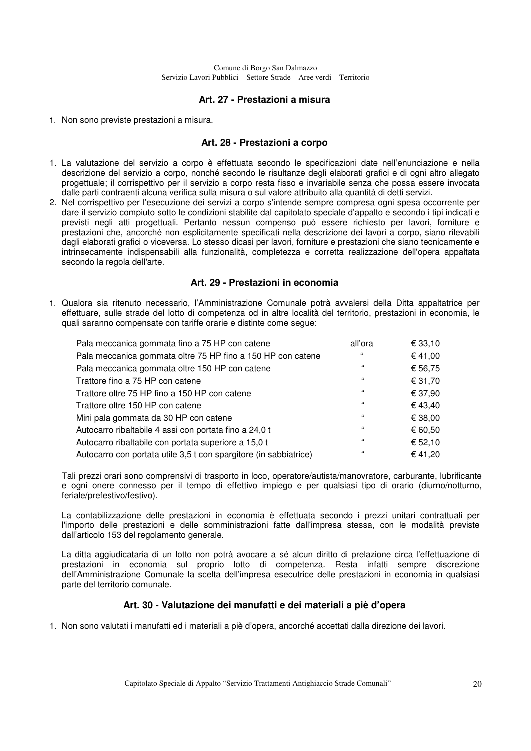### Art. 27 - Prestazioni a misura

1. Non sono previste prestazioni a misura.

### Art. 28 - Prestazioni a corpo

1. La valutazione del servizio a corpo è effettuata secondo le specificazioni date nell'enunciazione e nella descrizione del servizio a corpo, nonché secondo le risultanze degli elaborati grafici e di ogni altro allegato progettuale; il corrispettivo per il servizio a corpo resta fisso e invariabile senza che possa essere invocata dalle parti contraenti alcuna verifica sulla misura o sul valore attribuito alla quantità di detti servizi.
2. Nel corrispettivo per l'esecuzione dei servizi a corpo s'intende sempre compresa ogni spesa occorrente per dare il servizio compiuto sotto le condizioni stabilite dal capitolato speciale d'appalto e secondo i tipi indicati e previsti negli atti progettuali. Pertanto nessun compenso può essere richiesto per lavori, forniture e prestazioni che, ancorché non esplicitamente specificati nella descrizione dei lavori a corpo, siano rilevabili dagli elaborati grafici o viceversa. Lo stesso dicasi per lavori, forniture e prestazioni che siano tecnicamente e intrinsecamente indispensabili alla funzionalità, completezza e corretta realizzazione dell'opera appaltata secondo la regola dell'arte.

### Art. 29 - Prestazioni in economia

1. Qualora sia ritenuto necessario, l'Amministrazione Comunale potrà avvalersi della Ditta appaltatrice per effettuare, sulle strade del lotto di competenza od in altre località del territorio, prestazioni in economia, le quali saranno compensate con tariffe orarie e distinte come segue:

| | | |
|---|---|---|
| Pala meccanica gommata fino a 75 HP con catene | all'ora | € 33,10 |
| Pala meccanica gommata oltre 75 HP fino a 150 HP con catene | " | € 41,00 |
| Pala meccanica gommata oltre 150 HP con catene | " | € 56,75 |
| Trattore fino a 75 HP con catene | " | € 31,70 |
| Trattore oltre 75 HP fino a 150 HP con catene | " | € 37,90 |
| Trattore oltre 150 HP con catene | " | € 43,40 |
| Mini pala gommata da 30 HP con catene | " | € 38,00 |
| Autocarro ribaltabile 4 assi con portata fino a 24,0 t | " | € 60,50 |
| Autocarro ribaltabile con portata superiore a 15,0 t | " | € 52,10 |
| Autocarro con portata utile 3,5 t con spargitore (in sabbiatrice) | " | € 41,20 |

Tali prezzi orari sono comprensivi di trasporto in loco, operatore/autista/manovratore, carburante, lubrificante e ogni onere connesso per il tempo di effettivo impiego e per qualsiasi tipo di orario (diurno/notturno, feriale/prefestivo/festivo).

La contabilizzazione delle prestazioni in economia è effettuata secondo i prezzi unitari contrattuali per l'importo delle prestazioni e delle somministrazioni fatte dall'impresa stessa, con le modalità previste dall'articolo 153 del regolamento generale.

La ditta aggiudicataria di un lotto non potrà avocare a sé alcun diritto di prelazione circa l'effettuazione di prestazioni in economia sul proprio lotto di competenza. Resta infatti sempre discrezione dell'Amministrazione Comunale la scelta dell'impresa esecutrice delle prestazioni in economia in qualsiasi parte del territorio comunale.

### Art. 30 - Valutazione dei manufatti e dei materiali a piè d'opera

1. Non sono valutati i manufatti ed i materiali a piè d'opera, ancorché accettati dalla direzione dei lavori.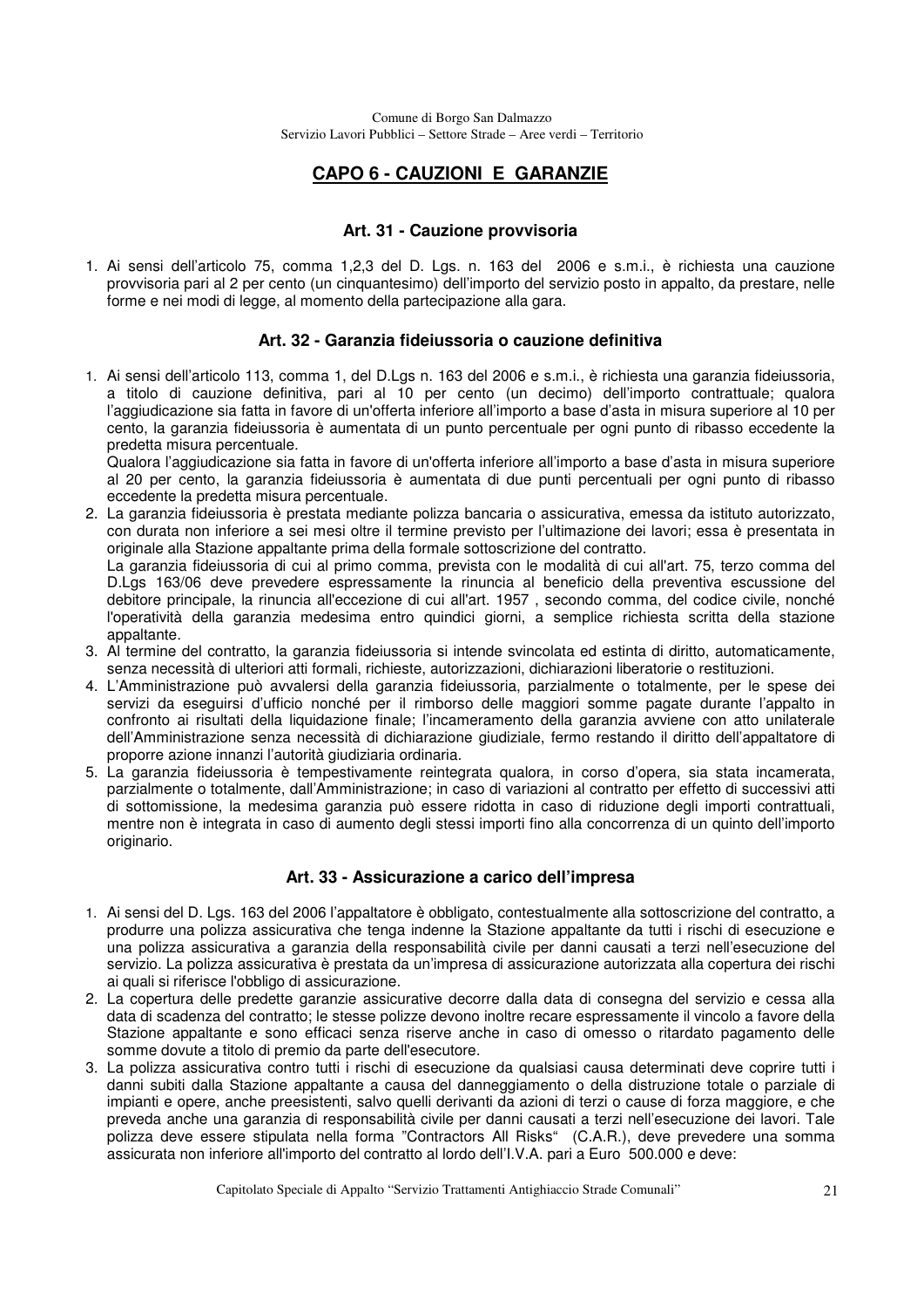## CAPO 6 - CAUZIONI E GARANZIE

### Art. 31 - Cauzione provvisoria

1. Ai sensi dell'articolo 75, comma 1,2,3 del D. Lgs. n. 163 del 2006 e s.m.i., è richiesta una cauzione provvisoria pari al 2 per cento (un cinquantesimo) dell'importo del servizio posto in appalto, da prestare, nelle forme e nei modi di legge, al momento della partecipazione alla gara.

### Art. 32 - Garanzia fideiussoria o cauzione definitiva

1. Ai sensi dell'articolo 113, comma 1, del D.Lgs n. 163 del 2006 e s.m.i., è richiesta una garanzia fideiussoria, a titolo di cauzione definitiva, pari al 10 per cento (un decimo) dell'importo contrattuale; qualora l'aggiudicazione sia fatta in favore di un'offerta inferiore all'importo a base d'asta in misura superiore al 10 per cento, la garanzia fideiussoria è aumentata di un punto percentuale per ogni punto di ribasso eccedente la predetta misura percentuale.
   Qualora l'aggiudicazione sia fatta in favore di un'offerta inferiore all'importo a base d'asta in misura superiore al 20 per cento, la garanzia fideiussoria è aumentata di due punti percentuali per ogni punto di ribasso eccedente la predetta misura percentuale.
2. La garanzia fideiussoria è prestata mediante polizza bancaria o assicurativa, emessa da istituto autorizzato, con durata non inferiore a sei mesi oltre il termine previsto per l'ultimazione dei lavori; essa è presentata in originale alla Stazione appaltante prima della formale sottoscrizione del contratto.
   La garanzia fideiussoria di cui al primo comma, prevista con le modalità di cui all'art. 75, terzo comma del D.Lgs 163/06 deve prevedere espressamente la rinuncia al beneficio della preventiva escussione del debitore principale, la rinuncia all'eccezione di cui all'art. 1957 , secondo comma, del codice civile, nonché l'operatività della garanzia medesima entro quindici giorni, a semplice richiesta scritta della stazione appaltante.
3. Al termine del contratto, la garanzia fideiussoria si intende svincolata ed estinta di diritto, automaticamente, senza necessità di ulteriori atti formali, richieste, autorizzazioni, dichiarazioni liberatorie o restituzioni.
4. L'Amministrazione può avvalersi della garanzia fideiussoria, parzialmente o totalmente, per le spese dei servizi da eseguirsi d'ufficio nonché per il rimborso delle maggiori somme pagate durante l'appalto in confronto ai risultati della liquidazione finale; l'incameramento della garanzia avviene con atto unilaterale dell'Amministrazione senza necessità di dichiarazione giudiziale, fermo restando il diritto dell'appaltatore di proporre azione innanzi l'autorità giudiziaria ordinaria.
5. La garanzia fideiussoria è tempestivamente reintegrata qualora, in corso d'opera, sia stata incamerata, parzialmente o totalmente, dall'Amministrazione; in caso di variazioni al contratto per effetto di successivi atti di sottomissione, la medesima garanzia può essere ridotta in caso di riduzione degli importi contrattuali, mentre non è integrata in caso di aumento degli stessi importi fino alla concorrenza di un quinto dell'importo originario.

### Art. 33 - Assicurazione a carico dell'impresa

1. Ai sensi del D. Lgs. 163 del 2006 l'appaltatore è obbligato, contestualmente alla sottoscrizione del contratto, a produrre una polizza assicurativa che tenga indenne la Stazione appaltante da tutti i rischi di esecuzione e una polizza assicurativa a garanzia della responsabilità civile per danni causati a terzi nell'esecuzione del servizio. La polizza assicurativa è prestata da un'impresa di assicurazione autorizzata alla copertura dei rischi ai quali si riferisce l'obbligo di assicurazione.
2. La copertura delle predette garanzie assicurative decorre dalla data di consegna del servizio e cessa alla data di scadenza del contratto; le stesse polizze devono inoltre recare espressamente il vincolo a favore della Stazione appaltante e sono efficaci senza riserve anche in caso di omesso o ritardato pagamento delle somme dovute a titolo di premio da parte dell'esecutore.
3. La polizza assicurativa contro tutti i rischi di esecuzione da qualsiasi causa determinati deve coprire tutti i danni subiti dalla Stazione appaltante a causa del danneggiamento o della distruzione totale o parziale di impianti e opere, anche preesistenti, salvo quelli derivanti da azioni di terzi o cause di forza maggiore, e che preveda anche una garanzia di responsabilità civile per danni causati a terzi nell'esecuzione dei lavori. Tale polizza deve essere stipulata nella forma "Contractors All Risks" (C.A.R.), deve prevedere una somma assicurata non inferiore all'importo del contratto al lordo dell'I.V.A. pari a Euro 500.000 e deve: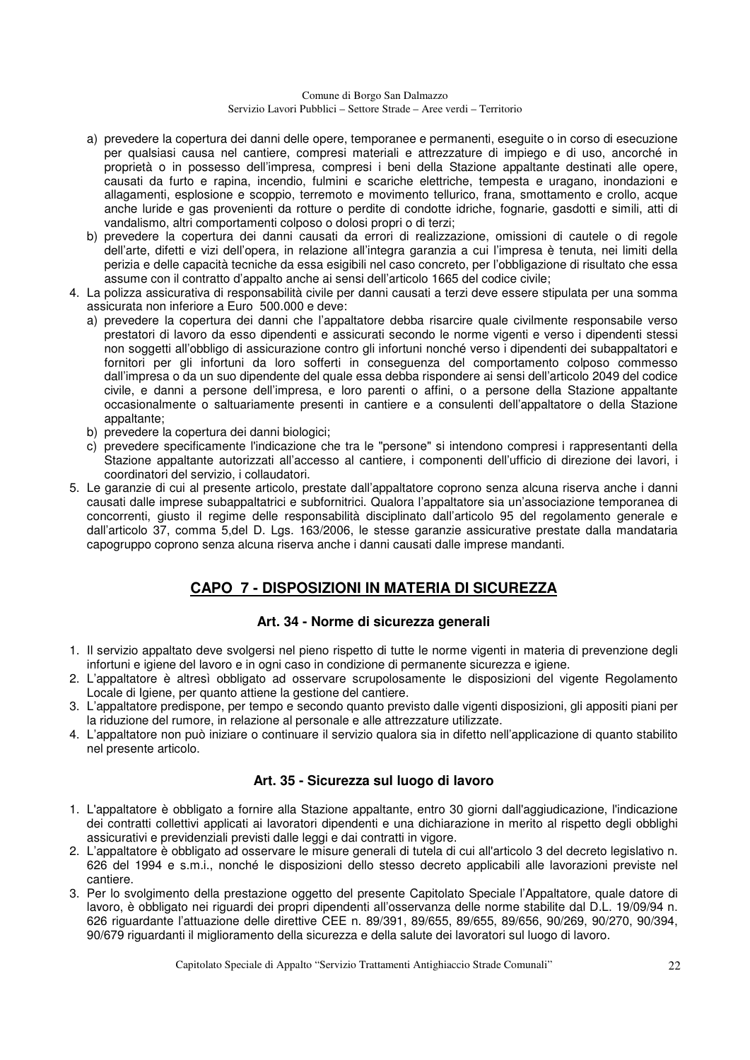a) prevedere la copertura dei danni delle opere, temporanee e permanenti, eseguite o in corso di esecuzione per qualsiasi causa nel cantiere, compresi materiali e attrezzature di impiego e di uso, ancorché in proprietà o in possesso dell'impresa, compresi i beni della Stazione appaltante destinati alle opere, causati da furto e rapina, incendio, fulmini e scariche elettriche, tempesta e uragano, inondazioni e allagamenti, esplosione e scoppio, terremoto e movimento tellurico, frana, smottamento e crollo, acque anche luride e gas provenienti da rotture o perdite di condotte idriche, fognarie, gasdotti e simili, atti di vandalismo, altri comportamenti colposo o dolosi propri o di terzi;
b) prevedere la copertura dei danni causati da errori di realizzazione, omissioni di cautele o di regole dell'arte, difetti e vizi dell'opera, in relazione all'integra garanzia a cui l'impresa è tenuta, nei limiti della perizia e delle capacità tecniche da essa esigibili nel caso concreto, per l'obbligazione di risultato che essa assume con il contratto d'appalto anche ai sensi dell'articolo 1665 del codice civile;

4. La polizza assicurativa di responsabilità civile per danni causati a terzi deve essere stipulata per una somma assicurata non inferiore a Euro 500.000 e deve:
   a) prevedere la copertura dei danni che l'appaltatore debba risarcire quale civilmente responsabile verso prestatori di lavoro da esso dipendenti e assicurati secondo le norme vigenti e verso i dipendenti stessi non soggetti all'obbligo di assicurazione contro gli infortuni nonché verso i dipendenti dei subappaltatori e fornitori per gli infortuni da loro sofferti in conseguenza del comportamento colposo commesso dall'impresa o da un suo dipendente del quale essa debba rispondere ai sensi dell'articolo 2049 del codice civile, e danni a persone dell'impresa, e loro parenti o affini, o a persone della Stazione appaltante occasionalmente o saltuariamente presenti in cantiere e a consulenti dell'appaltatore o della Stazione appaltante;
   b) prevedere la copertura dei danni biologici;
   c) prevedere specificamente l'indicazione che tra le "persone" si intendono compresi i rappresentanti della Stazione appaltante autorizzati all'accesso al cantiere, i componenti dell'ufficio di direzione dei lavori, i coordinatori del servizio, i collaudatori.
5. Le garanzie di cui al presente articolo, prestate dall'appaltatore coprono senza alcuna riserva anche i danni causati dalle imprese subappaltatrici e subfornitrici. Qualora l'appaltatore sia un'associazione temporanea di concorrenti, giusto il regime delle responsabilità disciplinato dall'articolo 95 del regolamento generale e dall'articolo 37, comma 5,del D. Lgs. 163/2006, le stesse garanzie assicurative prestate dalla mandataria capogruppo coprono senza alcuna riserva anche i danni causati dalle imprese mandanti.

## CAPO 7 - DISPOSIZIONI IN MATERIA DI SICUREZZA

### Art. 34 - Norme di sicurezza generali

1. Il servizio appaltato deve svolgersi nel pieno rispetto di tutte le norme vigenti in materia di prevenzione degli infortuni e igiene del lavoro e in ogni caso in condizione di permanente sicurezza e igiene.
2. L'appaltatore è altresì obbligato ad osservare scrupolosamente le disposizioni del vigente Regolamento Locale di Igiene, per quanto attiene la gestione del cantiere.
3. L'appaltatore predispone, per tempo e secondo quanto previsto dalle vigenti disposizioni, gli appositi piani per la riduzione del rumore, in relazione al personale e alle attrezzature utilizzate.
4. L'appaltatore non può iniziare o continuare il servizio qualora sia in difetto nell'applicazione di quanto stabilito nel presente articolo.

### Art. 35 - Sicurezza sul luogo di lavoro

1. L'appaltatore è obbligato a fornire alla Stazione appaltante, entro 30 giorni dall'aggiudicazione, l'indicazione dei contratti collettivi applicati ai lavoratori dipendenti e una dichiarazione in merito al rispetto degli obblighi assicurativi e previdenziali previsti dalle leggi e dai contratti in vigore.
2. L'appaltatore è obbligato ad osservare le misure generali di tutela di cui all'articolo 3 del decreto legislativo n. 626 del 1994 e s.m.i., nonché le disposizioni dello stesso decreto applicabili alle lavorazioni previste nel cantiere.
3. Per lo svolgimento della prestazione oggetto del presente Capitolato Speciale l'Appaltatore, quale datore di lavoro, è obbligato nei riguardi dei propri dipendenti all'osservanza delle norme stabilite dal D.L. 19/09/94 n. 626 riguardante l'attuazione delle direttive CEE n. 89/391, 89/655, 89/655, 89/656, 90/269, 90/270, 90/394, 90/679 riguardanti il miglioramento della sicurezza e della salute dei lavoratori sul luogo di lavoro.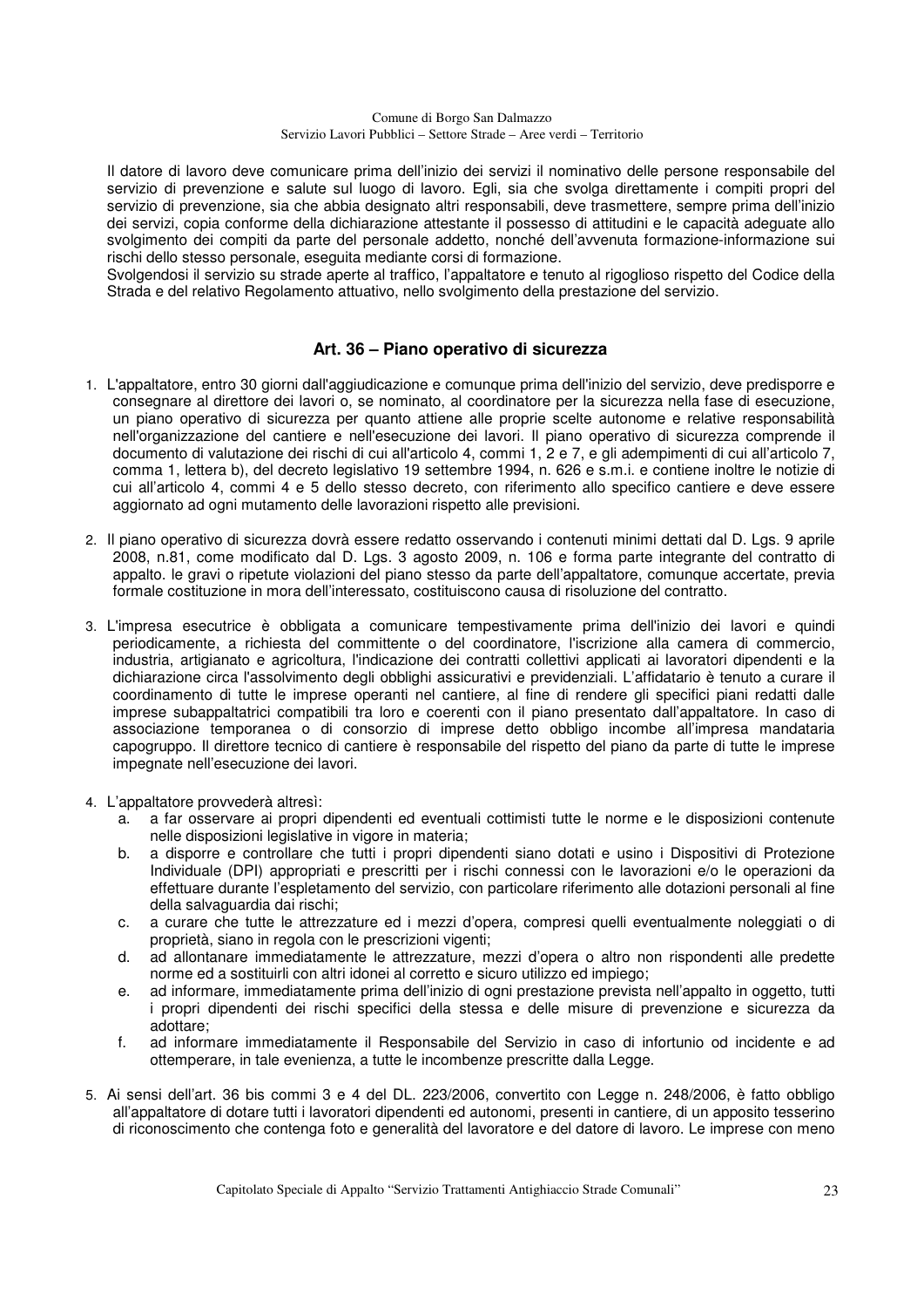Il datore di lavoro deve comunicare prima dell'inizio dei servizi il nominativo delle persone responsabile del servizio di prevenzione e salute sul luogo di lavoro. Egli, sia che svolga direttamente i compiti propri del servizio di prevenzione, sia che abbia designato altri responsabili, deve trasmettere, sempre prima dell'inizio dei servizi, copia conforme della dichiarazione attestante il possesso di attitudini e le capacità adeguate allo svolgimento dei compiti da parte del personale addetto, nonché dell'avvenuta formazione-informazione sui rischi dello stesso personale, eseguita mediante corsi di formazione.
Svolgendosi il servizio su strade aperte al traffico, l'appaltatore e tenuto al rigoglioso rispetto del Codice della Strada e del relativo Regolamento attuativo, nello svolgimento della prestazione del servizio.

## Art. 36 – Piano operativo di sicurezza

1. L'appaltatore, entro 30 giorni dall'aggiudicazione e comunque prima dell'inizio del servizio, deve predisporre e consegnare al direttore dei lavori o, se nominato, al coordinatore per la sicurezza nella fase di esecuzione, un piano operativo di sicurezza per quanto attiene alle proprie scelte autonome e relative responsabilità nell'organizzazione del cantiere e nell'esecuzione dei lavori. Il piano operativo di sicurezza comprende il documento di valutazione dei rischi di cui all'articolo 4, commi 1, 2 e 7, e gli adempimenti di cui all'articolo 7, comma 1, lettera b), del decreto legislativo 19 settembre 1994, n. 626 e s.m.i. e contiene inoltre le notizie di cui all'articolo 4, commi 4 e 5 dello stesso decreto, con riferimento allo specifico cantiere e deve essere aggiornato ad ogni mutamento delle lavorazioni rispetto alle previsioni.

2. Il piano operativo di sicurezza dovrà essere redatto osservando i contenuti minimi dettati dal D. Lgs. 9 aprile 2008, n.81, come modificato dal D. Lgs. 3 agosto 2009, n. 106 e forma parte integrante del contratto di appalto. le gravi o ripetute violazioni del piano stesso da parte dell'appaltatore, comunque accertate, previa formale costituzione in mora dell'interessato, costituiscono causa di risoluzione del contratto.

3. L'impresa esecutrice è obbligata a comunicare tempestivamente prima dell'inizio dei lavori e quindi periodicamente, a richiesta del committente o del coordinatore, l'iscrizione alla camera di commercio, industria, artigianato e agricoltura, l'indicazione dei contratti collettivi applicati ai lavoratori dipendenti e la dichiarazione circa l'assolvimento degli obblighi assicurativi e previdenziali. L'affidatario è tenuto a curare il coordinamento di tutte le imprese operanti nel cantiere, al fine di rendere gli specifici piani redatti dalle imprese subappaltatrici compatibili tra loro e coerenti con il piano presentato dall'appaltatore. In caso di associazione temporanea o di consorzio di imprese detto obbligo incombe all'impresa mandataria capogruppo. Il direttore tecnico di cantiere è responsabile del rispetto del piano da parte di tutte le imprese impegnate nell'esecuzione dei lavori.

4. L'appaltatore provvederà altresì:
   a. a far osservare ai propri dipendenti ed eventuali cottimisti tutte le norme e le disposizioni contenute nelle disposizioni legislative in vigore in materia;
   b. a disporre e controllare che tutti i propri dipendenti siano dotati e usino i Dispositivi di Protezione Individuale (DPI) appropriati e prescritti per i rischi connessi con le lavorazioni e/o le operazioni da effettuare durante l'espletamento del servizio, con particolare riferimento alle dotazioni personali al fine della salvaguardia dai rischi;
   c. a curare che tutte le attrezzature ed i mezzi d'opera, compresi quelli eventualmente noleggiati o di proprietà, siano in regola con le prescrizioni vigenti;
   d. ad allontanare immediatamente le attrezzature, mezzi d'opera o altro non rispondenti alle predette norme ed a sostituirli con altri idonei al corretto e sicuro utilizzo ed impiego;
   e. ad informare, immediatamente prima dell'inizio di ogni prestazione prevista nell'appalto in oggetto, tutti i propri dipendenti dei rischi specifici della stessa e delle misure di prevenzione e sicurezza da adottare;
   f. ad informare immediatamente il Responsabile del Servizio in caso di infortunio od incidente e ad ottemperare, in tale evenienza, a tutte le incombenze prescritte dalla Legge.

5. Ai sensi dell'art. 36 bis commi 3 e 4 del DL. 223/2006, convertito con Legge n. 248/2006, è fatto obbligo all'appaltatore di dotare tutti i lavoratori dipendenti ed autonomi, presenti in cantiere, di un apposito tesserino di riconoscimento che contenga foto e generalità del lavoratore e del datore di lavoro. Le imprese con meno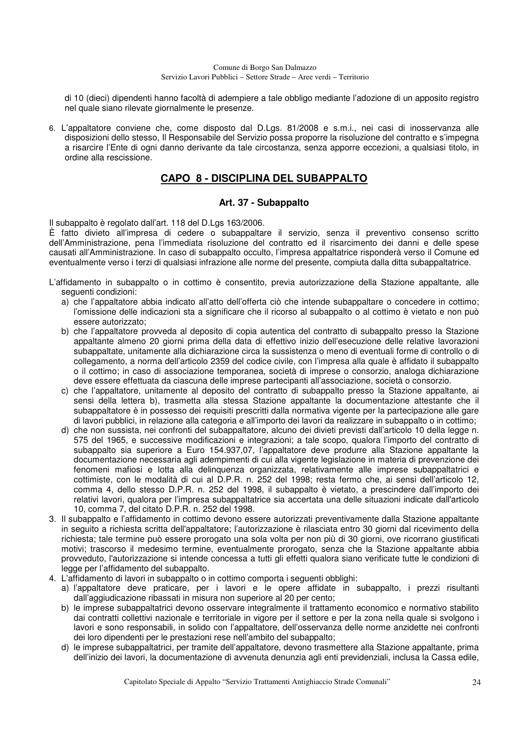di 10 (dieci) dipendenti hanno facoltà di adempiere a tale obbligo mediante l'adozione di un apposito registro nel quale siano rilevate giornalmente le presenze.

6. L'appaltatore conviene che, come disposto dal D.Lgs. 81/2008 e s.m.i., nei casi di inosservanza alle disposizioni dello stesso, Il Responsabile del Servizio possa proporre la risoluzione del contratto e s'impegna a risarcire l'Ente di ogni danno derivante da tale circostanza, senza apporre eccezioni, a qualsiasi titolo, in ordine alla rescissione.

## CAPO 8 - DISCIPLINA DEL SUBAPPALTO

### Art. 37 - Subappalto

Il subappalto è regolato dall'art. 118 del D.Lgs 163/2006.
È fatto divieto all'impresa di cedere o subappaltare il servizio, senza il preventivo consenso scritto dell'Amministrazione, pena l'immediata risoluzione del contratto ed il risarcimento dei danni e delle spese causati all'Amministrazione. In caso di subappalto occulto, l'impresa appaltatrice risponderà verso il Comune ed eventualmente verso i terzi di qualsiasi infrazione alle norme del presente, compiuta dalla ditta subappaltatrice.

L'affidamento in subappalto o in cottimo è consentito, previa autorizzazione della Stazione appaltante, alle seguenti condizioni:

a) che l'appaltatore abbia indicato all'atto dell'offerta ciò che intende subappaltare o concedere in cottimo; l'omissione delle indicazioni sta a significare che il ricorso al subappalto o al cottimo è vietato e non può essere autorizzato;
b) che l'appaltatore provveda al deposito di copia autentica del contratto di subappalto presso la Stazione appaltante almeno 20 giorni prima della data di effettivo inizio dell'esecuzione delle relative lavorazioni subappaltate, unitamente alla dichiarazione circa la sussistenza o meno di eventuali forme di controllo o di collegamento, a norma dell'articolo 2359 del codice civile, con l'impresa alla quale è affidato il subappalto o il cottimo; in caso di associazione temporanea, società di imprese o consorzio, analoga dichiarazione deve essere effettuata da ciascuna delle imprese partecipanti all'associazione, società o consorzio.
c) che l'appaltatore, unitamente al deposito del contratto di subappalto presso la Stazione appaltante, ai sensi della lettera b), trasmetta alla stessa Stazione appaltante la documentazione attestante che il subappaltatore è in possesso dei requisiti prescritti dalla normativa vigente per la partecipazione alle gare di lavori pubblici, in relazione alla categoria e all'importo dei lavori da realizzare in subappalto o in cottimo;
d) che non sussista, nei confronti del subappaltatore, alcuno dei divieti previsti dall'articolo 10 della legge n. 575 del 1965, e successive modificazioni e integrazioni; a tale scopo, qualora l'importo del contratto di subappalto sia superiore a Euro 154.937,07, l'appaltatore deve produrre alla Stazione appaltante la documentazione necessaria agli adempimenti di cui alla vigente legislazione in materia di prevenzione dei fenomeni mafiosi e lotta alla delinquenza organizzata, relativamente alle imprese subappaltatrici e cottimiste, con le modalità di cui al D.P.R. n. 252 del 1998; resta fermo che, ai sensi dell'articolo 12, comma 4, dello stesso D.P.R. n. 252 del 1998, il subappalto è vietato, a prescindere dall'importo dei relativi lavori, qualora per l'impresa subappaltatrice sia accertata una delle situazioni indicate dall'articolo 10, comma 7, del citato D.P.R. n. 252 del 1998.

3. Il subappalto e l'affidamento in cottimo devono essere autorizzati preventivamente dalla Stazione appaltante in seguito a richiesta scritta dell'appaltatore; l'autorizzazione è rilasciata entro 30 giorni dal ricevimento della richiesta; tale termine può essere prorogato una sola volta per non più di 30 giorni, ove ricorrano giustificati motivi; trascorso il medesimo termine, eventualmente prorogato, senza che la Stazione appaltante abbia provveduto, l'autorizzazione si intende concessa a tutti gli effetti qualora siano verificate tutte le condizioni di legge per l'affidamento del subappalto.
4. L'affidamento di lavori in subappalto o in cottimo comporta i seguenti obblighi:
   a) l'appaltatore deve praticare, per i lavori e le opere affidate in subappalto, i prezzi risultanti dall'aggiudicazione ribassati in misura non superiore al 20 per cento;
   b) le imprese subappaltatrici devono osservare integralmente il trattamento economico e normativo stabilito dai contratti collettivi nazionale e territoriale in vigore per il settore e per la zona nella quale si svolgono i lavori e sono responsabili, in solido con l'appaltatore, dell'osservanza delle norme anzidette nei confronti dei loro dipendenti per le prestazioni rese nell'ambito del subappalto;
   d) le imprese subappaltatrici, per tramite dell'appaltatore, devono trasmettere alla Stazione appaltante, prima dell'inizio dei lavori, la documentazione di avvenuta denunzia agli enti previdenziali, inclusa la Cassa edile,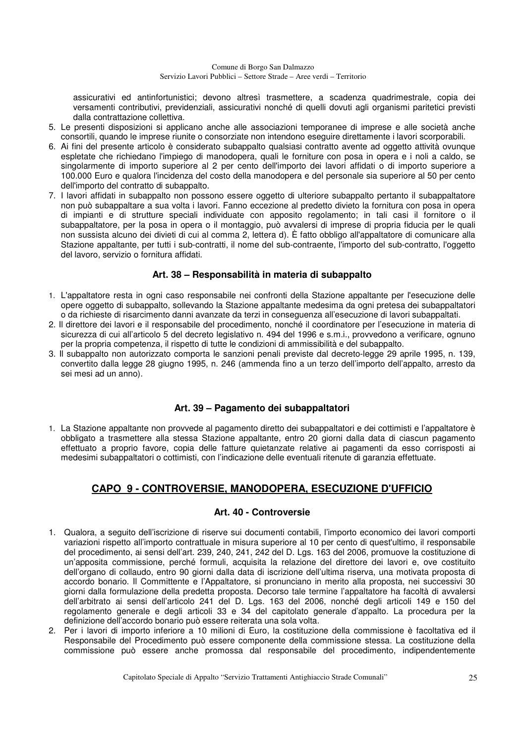assicurativi ed antinfortunistici; devono altresì trasmettere, a scadenza quadrimestrale, copia dei versamenti contributivi, previdenziali, assicurativi nonché di quelli dovuti agli organismi paritetici previsti dalla contrattazione collettiva.

5. Le presenti disposizioni si applicano anche alle associazioni temporanee di imprese e alle società anche consortili, quando le imprese riunite o consorziate non intendono eseguire direttamente i lavori scorporabili.
6. Ai fini del presente articolo è considerato subappalto qualsiasi contratto avente ad oggetto attività ovunque espletate che richiedano l'impiego di manodopera, quali le forniture con posa in opera e i noli a caldo, se singolarmente di importo superiore al 2 per cento dell'importo dei lavori affidati o di importo superiore a 100.000 Euro e qualora l'incidenza del costo della manodopera e del personale sia superiore al 50 per cento dell'importo del contratto di subappalto.
7. I lavori affidati in subappalto non possono essere oggetto di ulteriore subappalto pertanto il subappaltatore non può subappaltare a sua volta i lavori. Fanno eccezione al predetto divieto la fornitura con posa in opera di impianti e di strutture speciali individuate con apposito regolamento; in tali casi il fornitore o il subappaltatore, per la posa in opera o il montaggio, può avvalersi di imprese di propria fiducia per le quali non sussista alcuno dei divieti di cui al comma 2, lettera d). È fatto obbligo all'appaltatore di comunicare alla Stazione appaltante, per tutti i sub-contratti, il nome del sub-contraente, l'importo del sub-contratto, l'oggetto del lavoro, servizio o fornitura affidati.

### Art. 38 – Responsabilità in materia di subappalto

1. L'appaltatore resta in ogni caso responsabile nei confronti della Stazione appaltante per l'esecuzione delle opere oggetto di subappalto, sollevando la Stazione appaltante medesima da ogni pretesa dei subappaltatori o da richieste di risarcimento danni avanzate da terzi in conseguenza all'esecuzione di lavori subappaltati.
2. Il direttore dei lavori e il responsabile del procedimento, nonché il coordinatore per l'esecuzione in materia di sicurezza di cui all'articolo 5 del decreto legislativo n. 494 del 1996 e s.m.i., provvedono a verificare, ognuno per la propria competenza, il rispetto di tutte le condizioni di ammissibilità e del subappalto.
3. Il subappalto non autorizzato comporta le sanzioni penali previste dal decreto-legge 29 aprile 1995, n. 139, convertito dalla legge 28 giugno 1995, n. 246 (ammenda fino a un terzo dell'importo dell'appalto, arresto da sei mesi ad un anno).

### Art. 39 – Pagamento dei subappaltatori

1. La Stazione appaltante non provvede al pagamento diretto dei subappaltatori e dei cottimisti e l'appaltatore è obbligato a trasmettere alla stessa Stazione appaltante, entro 20 giorni dalla data di ciascun pagamento effettuato a proprio favore, copia delle fatture quietanzate relative ai pagamenti da esso corrisposti ai medesimi subappaltatori o cottimisti, con l'indicazione delle eventuali ritenute di garanzia effettuate.

## CAPO 9 - CONTROVERSIE, MANODOPERA, ESECUZIONE D'UFFICIO

### Art. 40 - Controversie

1. Qualora, a seguito dell'iscrizione di riserve sui documenti contabili, l'importo economico dei lavori comporti variazioni rispetto all'importo contrattuale in misura superiore al 10 per cento di quest'ultimo, il responsabile del procedimento, ai sensi dell'art. 239, 240, 241, 242 del D. Lgs. 163 del 2006, promuove la costituzione di un'apposita commissione, perché formuli, acquisita la relazione del direttore dei lavori e, ove costituito dell'organo di collaudo, entro 90 giorni dalla data di iscrizione dell'ultima riserva, una motivata proposta di accordo bonario. Il Committente e l'Appaltatore, si pronunciano in merito alla proposta, nei successivi 30 giorni dalla formulazione della predetta proposta. Decorso tale termine l'appaltatore ha facoltà di avvalersi dell'arbitrato ai sensi dell'articolo 241 del D. Lgs. 163 del 2006, nonché degli articoli 149 e 150 del regolamento generale e degli articoli 33 e 34 del capitolato generale d'appalto. La procedura per la definizione dell'accordo bonario può essere reiterata una sola volta.
2. Per i lavori di importo inferiore a 10 milioni di Euro, la costituzione della commissione è facoltativa ed il Responsabile del Procedimento può essere componente della commissione stessa. La costituzione della commissione può essere anche promossa dal responsabile del procedimento, indipendentemente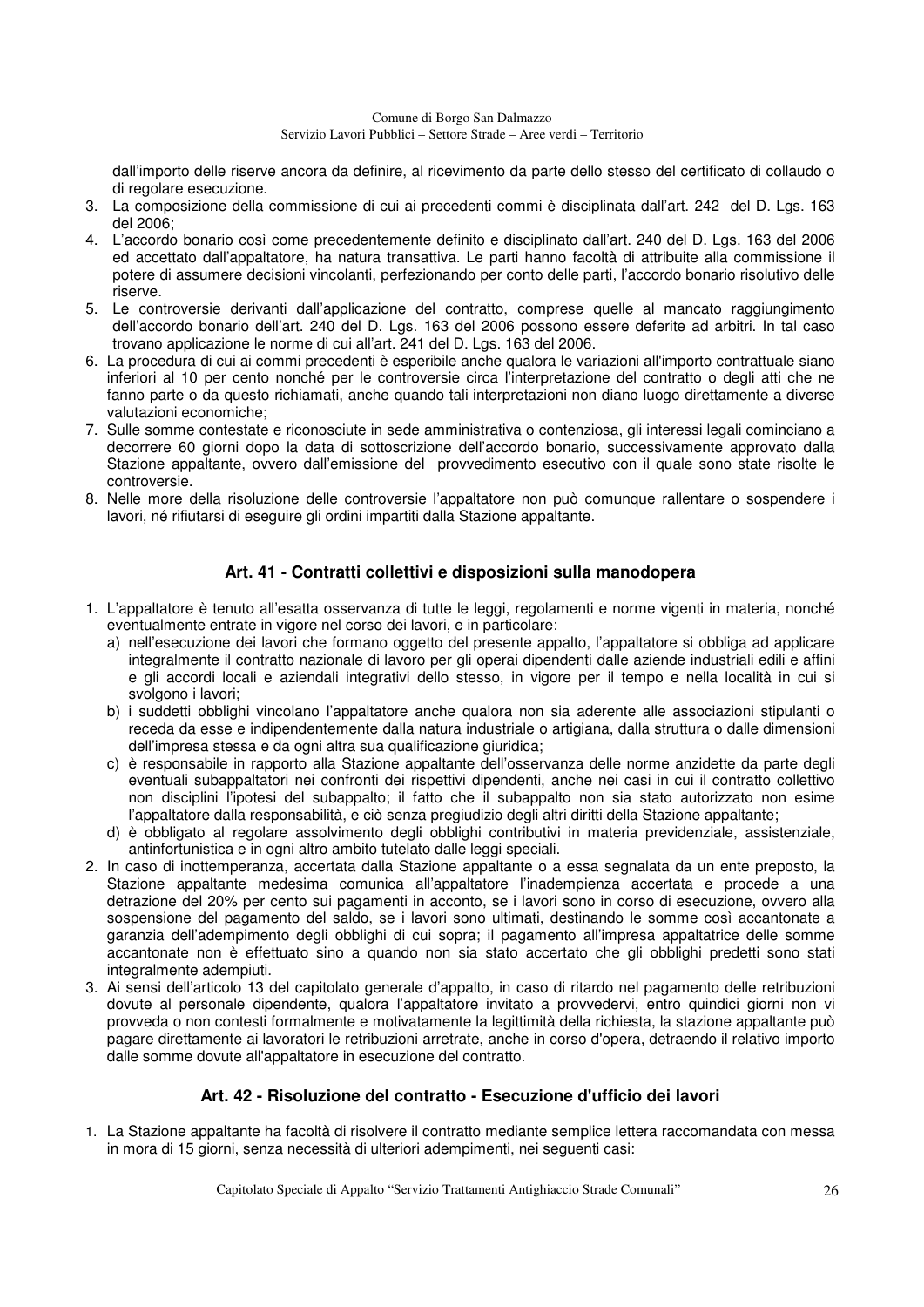dall'importo delle riserve ancora da definire, al ricevimento da parte dello stesso del certificato di collaudo o di regolare esecuzione.

3. La composizione della commissione di cui ai precedenti commi è disciplinata dall'art. 242 del D. Lgs. 163 del 2006;
4. L'accordo bonario così come precedentemente definito e disciplinato dall'art. 240 del D. Lgs. 163 del 2006 ed accettato dall'appaltatore, ha natura transattiva. Le parti hanno facoltà di attribuite alla commissione il potere di assumere decisioni vincolanti, perfezionando per conto delle parti, l'accordo bonario risolutivo delle riserve.
5. Le controversie derivanti dall'applicazione del contratto, comprese quelle al mancato raggiungimento dell'accordo bonario dell'art. 240 del D. Lgs. 163 del 2006 possono essere deferite ad arbitri. In tal caso trovano applicazione le norme di cui all'art. 241 del D. Lgs. 163 del 2006.
6. La procedura di cui ai commi precedenti è esperibile anche qualora le variazioni all'importo contrattuale siano inferiori al 10 per cento nonché per le controversie circa l'interpretazione del contratto o degli atti che ne fanno parte o da questo richiamati, anche quando tali interpretazioni non diano luogo direttamente a diverse valutazioni economiche;
7. Sulle somme contestate e riconosciute in sede amministrativa o contenziosa, gli interessi legali cominciano a decorrere 60 giorni dopo la data di sottoscrizione dell'accordo bonario, successivamente approvato dalla Stazione appaltante, ovvero dall'emissione del provvedimento esecutivo con il quale sono state risolte le controversie.
8. Nelle more della risoluzione delle controversie l'appaltatore non può comunque rallentare o sospendere i lavori, né rifiutarsi di eseguire gli ordini impartiti dalla Stazione appaltante.

## Art. 41 - Contratti collettivi e disposizioni sulla manodopera

1. L'appaltatore è tenuto all'esatta osservanza di tutte le leggi, regolamenti e norme vigenti in materia, nonché eventualmente entrate in vigore nel corso dei lavori, e in particolare:
   a) nell'esecuzione dei lavori che formano oggetto del presente appalto, l'appaltatore si obbliga ad applicare integralmente il contratto nazionale di lavoro per gli operai dipendenti dalle aziende industriali edili e affini e gli accordi locali e aziendali integrativi dello stesso, in vigore per il tempo e nella località in cui si svolgono i lavori;
   b) i suddetti obblighi vincolano l'appaltatore anche qualora non sia aderente alle associazioni stipulanti o receda da esse e indipendentemente dalla natura industriale o artigiana, dalla struttura o dalle dimensioni dell'impresa stessa e da ogni altra sua qualificazione giuridica;
   c) è responsabile in rapporto alla Stazione appaltante dell'osservanza delle norme anzidette da parte degli eventuali subappaltatori nei confronti dei rispettivi dipendenti, anche nei casi in cui il contratto collettivo non disciplini l'ipotesi del subappalto; il fatto che il subappalto non sia stato autorizzato non esime l'appaltatore dalla responsabilità, e ciò senza pregiudizio degli altri diritti della Stazione appaltante;
   d) è obbligato al regolare assolvimento degli obblighi contributivi in materia previdenziale, assistenziale, antinfortunistica e in ogni altro ambito tutelato dalle leggi speciali.
2. In caso di inottemperanza, accertata dalla Stazione appaltante o a essa segnalata da un ente preposto, la Stazione appaltante medesima comunica all'appaltatore l'inadempienza accertata e procede a una detrazione del 20% per cento sui pagamenti in acconto, se i lavori sono in corso di esecuzione, ovvero alla sospensione del pagamento del saldo, se i lavori sono ultimati, destinando le somme così accantonate a garanzia dell'adempimento degli obblighi di cui sopra; il pagamento all'impresa appaltatrice delle somme accantonate non è effettuato sino a quando non sia stato accertato che gli obblighi predetti sono stati integralmente adempiuti.
3. Ai sensi dell'articolo 13 del capitolato generale d'appalto, in caso di ritardo nel pagamento delle retribuzioni dovute al personale dipendente, qualora l'appaltatore invitato a provvedervi, entro quindici giorni non vi provveda o non contesti formalmente e motivatamente la legittimità della richiesta, la stazione appaltante può pagare direttamente ai lavoratori le retribuzioni arretrate, anche in corso d'opera, detraendo il relativo importo dalle somme dovute all'appaltatore in esecuzione del contratto.

## Art. 42 - Risoluzione del contratto - Esecuzione d'ufficio dei lavori

1. La Stazione appaltante ha facoltà di risolvere il contratto mediante semplice lettera raccomandata con messa in mora di 15 giorni, senza necessità di ulteriori adempimenti, nei seguenti casi: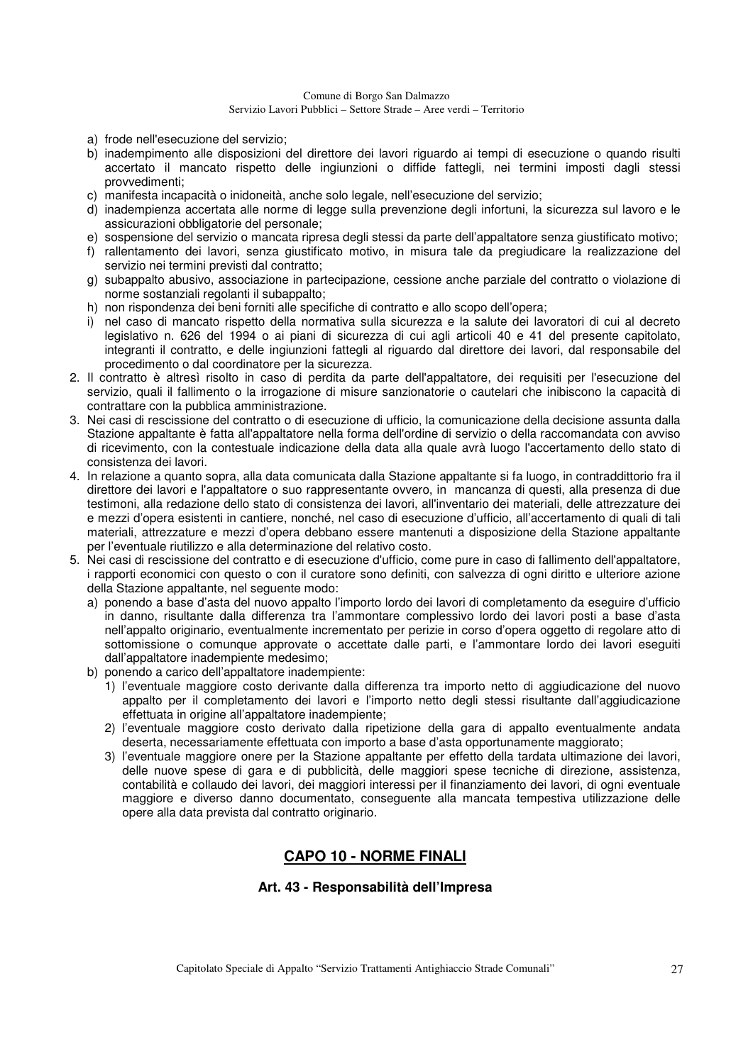a) frode nell'esecuzione del servizio;
b) inadempimento alle disposizioni del direttore dei lavori riguardo ai tempi di esecuzione o quando risulti accertato il mancato rispetto delle ingiunzioni o diffide fattegli, nei termini imposti dagli stessi provvedimenti;
c) manifesta incapacità o inidoneità, anche solo legale, nell'esecuzione del servizio;
d) inadempienza accertata alle norme di legge sulla prevenzione degli infortuni, la sicurezza sul lavoro e le assicurazioni obbligatorie del personale;
e) sospensione del servizio o mancata ripresa degli stessi da parte dell'appaltatore senza giustificato motivo;
f) rallentamento dei lavori, senza giustificato motivo, in misura tale da pregiudicare la realizzazione del servizio nei termini previsti dal contratto;
g) subappalto abusivo, associazione in partecipazione, cessione anche parziale del contratto o violazione di norme sostanziali regolanti il subappalto;
h) non rispondenza dei beni forniti alle specifiche di contratto e allo scopo dell'opera;
i) nel caso di mancato rispetto della normativa sulla sicurezza e la salute dei lavoratori di cui al decreto legislativo n. 626 del 1994 o ai piani di sicurezza di cui agli articoli 40 e 41 del presente capitolato, integranti il contratto, e delle ingiunzioni fattegli al riguardo dal direttore dei lavori, dal responsabile del procedimento o dal coordinatore per la sicurezza.

2. Il contratto è altresì risolto in caso di perdita da parte dell'appaltatore, dei requisiti per l'esecuzione del servizio, quali il fallimento o la irrogazione di misure sanzionatorie o cautelari che inibiscono la capacità di contrattare con la pubblica amministrazione.
3. Nei casi di rescissione del contratto o di esecuzione di ufficio, la comunicazione della decisione assunta dalla Stazione appaltante è fatta all'appaltatore nella forma dell'ordine di servizio o della raccomandata con avviso di ricevimento, con la contestuale indicazione della data alla quale avrà luogo l'accertamento dello stato di consistenza dei lavori.
4. In relazione a quanto sopra, alla data comunicata dalla Stazione appaltante si fa luogo, in contraddittorio fra il direttore dei lavori e l'appaltatore o suo rappresentante ovvero, in mancanza di questi, alla presenza di due testimoni, alla redazione dello stato di consistenza dei lavori, all'inventario dei materiali, delle attrezzature dei e mezzi d'opera esistenti in cantiere, nonché, nel caso di esecuzione d'ufficio, all'accertamento di quali di tali materiali, attrezzature e mezzi d'opera debbano essere mantenuti a disposizione della Stazione appaltante per l'eventuale riutilizzo e alla determinazione del relativo costo.
5. Nei casi di rescissione del contratto e di esecuzione d'ufficio, come pure in caso di fallimento dell'appaltatore, i rapporti economici con questo o con il curatore sono definiti, con salvezza di ogni diritto e ulteriore azione della Stazione appaltante, nel seguente modo:
   a) ponendo a base d'asta del nuovo appalto l'importo lordo dei lavori di completamento da eseguire d'ufficio in danno, risultante dalla differenza tra l'ammontare complessivo lordo dei lavori posti a base d'asta nell'appalto originario, eventualmente incrementato per perizie in corso d'opera oggetto di regolare atto di sottomissione o comunque approvate o accettate dalle parti, e l'ammontare lordo dei lavori eseguiti dall'appaltatore inadempiente medesimo;
   b) ponendo a carico dell'appaltatore inadempiente:
      1) l'eventuale maggiore costo derivante dalla differenza tra importo netto di aggiudicazione del nuovo appalto per il completamento dei lavori e l'importo netto degli stessi risultante dall'aggiudicazione effettuata in origine all'appaltatore inadempiente;
      2) l'eventuale maggiore costo derivato dalla ripetizione della gara di appalto eventualmente andata deserta, necessariamente effettuata con importo a base d'asta opportunamente maggiorato;
      3) l'eventuale maggiore onere per la Stazione appaltante per effetto della tardata ultimazione dei lavori, delle nuove spese di gara e di pubblicità, delle maggiori spese tecniche di direzione, assistenza, contabilità e collaudo dei lavori, dei maggiori interessi per il finanziamento dei lavori, di ogni eventuale maggiore e diverso danno documentato, conseguente alla mancata tempestiva utilizzazione delle opere alla data prevista dal contratto originario.

## CAPO 10 - NORME FINALI

### Art. 43 - Responsabilità dell'Impresa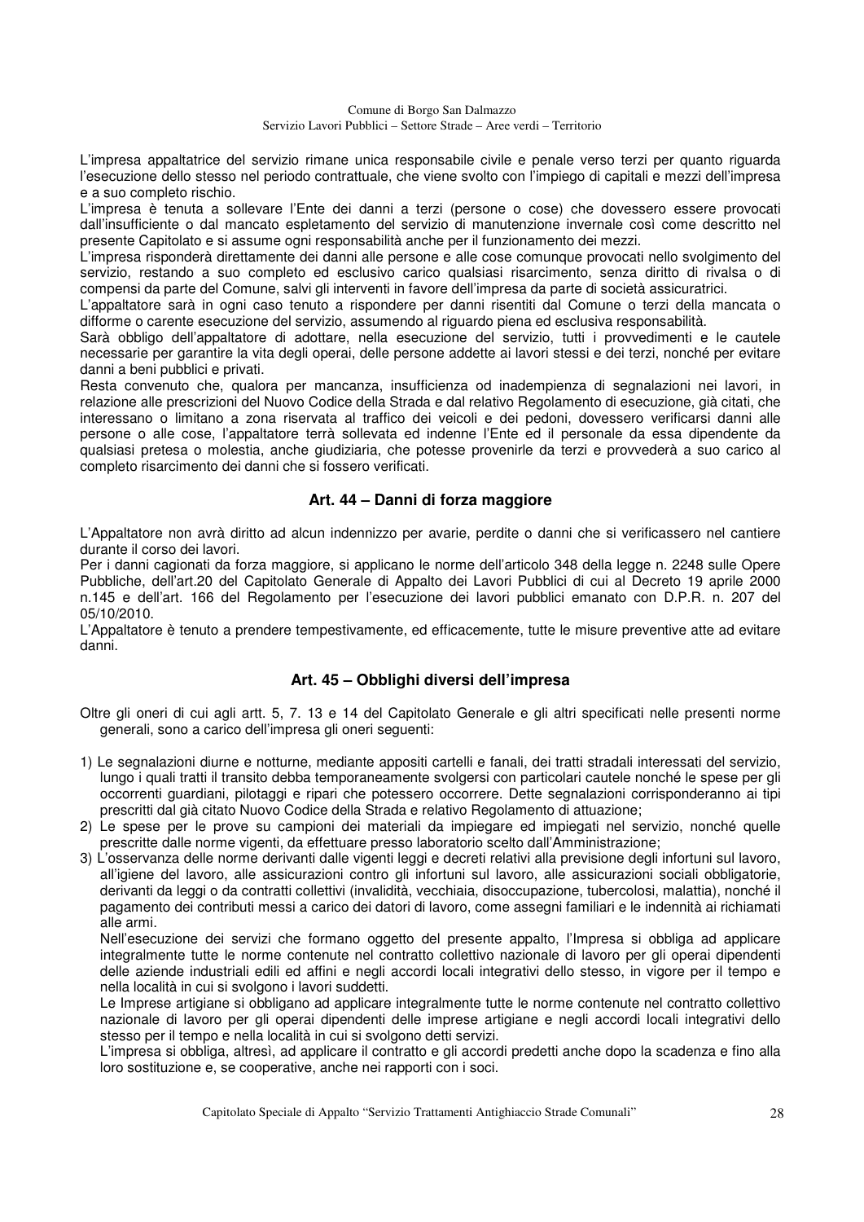L'impresa appaltatrice del servizio rimane unica responsabile civile e penale verso terzi per quanto riguarda l'esecuzione dello stesso nel periodo contrattuale, che viene svolto con l'impiego di capitali e mezzi dell'impresa e a suo completo rischio.
L'impresa è tenuta a sollevare l'Ente dei danni a terzi (persone o cose) che dovessero essere provocati dall'insufficiente o dal mancato espletamento del servizio di manutenzione invernale così come descritto nel presente Capitolato e si assume ogni responsabilità anche per il funzionamento dei mezzi.
L'impresa risponderà direttamente dei danni alle persone e alle cose comunque provocati nello svolgimento del servizio, restando a suo completo ed esclusivo carico qualsiasi risarcimento, senza diritto di rivalsa o di compensi da parte del Comune, salvi gli interventi in favore dell'impresa da parte di società assicuratrici.
L'appaltatore sarà in ogni caso tenuto a rispondere per danni risentiti dal Comune o terzi della mancata o difforme o carente esecuzione del servizio, assumendo al riguardo piena ed esclusiva responsabilità.
Sarà obbligo dell'appaltatore di adottare, nella esecuzione del servizio, tutti i provvedimenti e le cautele necessarie per garantire la vita degli operai, delle persone addette ai lavori stessi e dei terzi, nonché per evitare danni a beni pubblici e privati.
Resta convenuto che, qualora per mancanza, insufficienza od inadempienza di segnalazioni nei lavori, in relazione alle prescrizioni del Nuovo Codice della Strada e dal relativo Regolamento di esecuzione, già citati, che interessano o limitano a zona riservata al traffico dei veicoli e dei pedoni, dovessero verificarsi danni alle persone o alle cose, l'appaltatore terrà sollevata ed indenne l'Ente ed il personale da essa dipendente da qualsiasi pretesa o molestia, anche giudiziaria, che potesse provenirle da terzi e provvederà a suo carico al completo risarcimento dei danni che si fossero verificati.

## Art. 44 – Danni di forza maggiore

L'Appaltatore non avrà diritto ad alcun indennizzo per avarie, perdite o danni che si verificassero nel cantiere durante il corso dei lavori.
Per i danni cagionati da forza maggiore, si applicano le norme dell'articolo 348 della legge n. 2248 sulle Opere Pubbliche, dell'art.20 del Capitolato Generale di Appalto dei Lavori Pubblici di cui al Decreto 19 aprile 2000 n.145 e dell'art. 166 del Regolamento per l'esecuzione dei lavori pubblici emanato con D.P.R. n. 207 del 05/10/2010.
L'Appaltatore è tenuto a prendere tempestivamente, ed efficacemente, tutte le misure preventive atte ad evitare danni.

## Art. 45 – Obblighi diversi dell'impresa

Oltre gli oneri di cui agli artt. 5, 7. 13 e 14 del Capitolato Generale e gli altri specificati nelle presenti norme generali, sono a carico dell'impresa gli oneri seguenti:

1) Le segnalazioni diurne e notturne, mediante appositi cartelli e fanali, dei tratti stradali interessati del servizio, lungo i quali tratti il transito debba temporaneamente svolgersi con particolari cautele nonché le spese per gli occorrenti guardiani, pilotaggi e ripari che potessero occorrere. Dette segnalazioni corrisponderanno ai tipi prescritti dal già citato Nuovo Codice della Strada e relativo Regolamento di attuazione;
2) Le spese per le prove su campioni dei materiali da impiegare ed impiegati nel servizio, nonché quelle prescritte dalle norme vigenti, da effettuare presso laboratorio scelto dall'Amministrazione;
3) L'osservanza delle norme derivanti dalle vigenti leggi e decreti relativi alla previsione degli infortuni sul lavoro, all'igiene del lavoro, alle assicurazioni contro gli infortuni sul lavoro, alle assicurazioni sociali obbligatorie, derivanti da leggi o da contratti collettivi (invalidità, vecchiaia, disoccupazione, tubercolosi, malattia), nonché il pagamento dei contributi messi a carico dei datori di lavoro, come assegni familiari e le indennità ai richiamati alle armi.
   Nell'esecuzione dei servizi che formano oggetto del presente appalto, l'Impresa si obbliga ad applicare integralmente tutte le norme contenute nel contratto collettivo nazionale di lavoro per gli operai dipendenti delle aziende industriali edili ed affini e negli accordi locali integrativi dello stesso, in vigore per il tempo e nella località in cui si svolgono i lavori suddetti.
   Le Imprese artigiane si obbligano ad applicare integralmente tutte le norme contenute nel contratto collettivo nazionale di lavoro per gli operai dipendenti delle imprese artigiane e negli accordi locali integrativi dello stesso per il tempo e nella località in cui si svolgono detti servizi.
   L'impresa si obbliga, altresì, ad applicare il contratto e gli accordi predetti anche dopo la scadenza e fino alla loro sostituzione e, se cooperative, anche nei rapporti con i soci.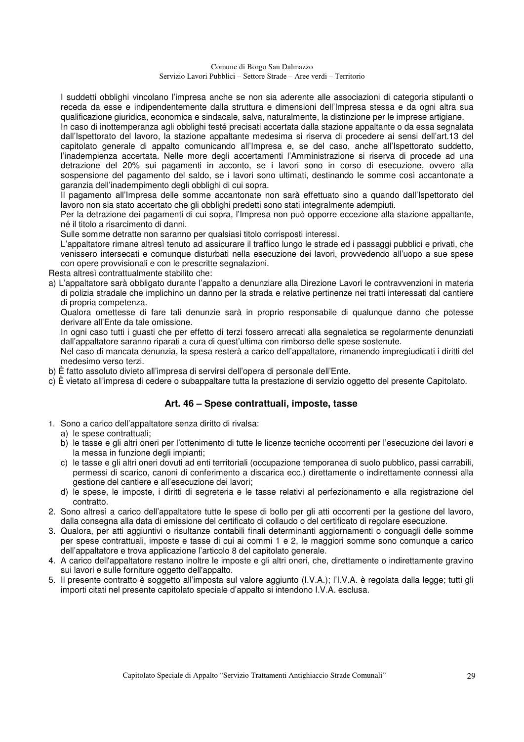I suddetti obblighi vincolano l'impresa anche se non sia aderente alle associazioni di categoria stipulanti o receda da esse e indipendentemente dalla struttura e dimensioni dell'Impresa stessa e da ogni altra sua qualificazione giuridica, economica e sindacale, salva, naturalmente, la distinzione per le imprese artigiane.

In caso di inottemperanza agli obblighi testé precisati accertata dalla stazione appaltante o da essa segnalata dall'Ispettorato del lavoro, la stazione appaltante medesima si riserva di procedere ai sensi dell'art.13 del capitolato generale di appalto comunicando all'Impresa e, se del caso, anche all'Ispettorato suddetto, l'inadempienza accertata. Nelle more degli accertamenti l'Amministrazione si riserva di procede ad una detrazione del 20% sui pagamenti in acconto, se i lavori sono in corso di esecuzione, ovvero alla sospensione del pagamento del saldo, se i lavori sono ultimati, destinando le somme così accantonate a garanzia dell'inadempimento degli obblighi di cui sopra.

Il pagamento all'Impresa delle somme accantonate non sarà effettuato sino a quando dall'Ispettorato del lavoro non sia stato accertato che gli obblighi predetti sono stati integralmente adempiuti.

Per la detrazione dei pagamenti di cui sopra, l'Impresa non può opporre eccezione alla stazione appaltante, né il titolo a risarcimento di danni.

Sulle somme detratte non saranno per qualsiasi titolo corrisposti interessi.

L'appaltatore rimane altresì tenuto ad assicurare il traffico lungo le strade ed i passaggi pubblici e privati, che venissero intersecati e comunque disturbati nella esecuzione dei lavori, provvedendo all'uopo a sue spese con opere provvisionali e con le prescritte segnalazioni.

Resta altresì contrattualmente stabilito che:

a) L'appaltatore sarà obbligato durante l'appalto a denunziare alla Direzione Lavori le contravvenzioni in materia di polizia stradale che implichino un danno per la strada e relative pertinenze nei tratti interessati dal cantiere di propria competenza.

   Qualora omettesse di fare tali denunzie sarà in proprio responsabile di qualunque danno che potesse derivare all'Ente da tale omissione.

   In ogni caso tutti i guasti che per effetto di terzi fossero arrecati alla segnaletica se regolarmente denunziati dall'appaltatore saranno riparati a cura di quest'ultima con rimborso delle spese sostenute.

   Nel caso di mancata denuncia, la spesa resterà a carico dell'appaltatore, rimanendo impregiudicati i diritti del medesimo verso terzi.

b) È fatto assoluto divieto all'impresa di servirsi dell'opera di personale dell'Ente.

c) È vietato all'impresa di cedere o subappaltare tutta la prestazione di servizio oggetto del presente Capitolato.

## Art. 46 – Spese contrattuali, imposte, tasse

1. Sono a carico dell'appaltatore senza diritto di rivalsa:
   a) le spese contrattuali;
   b) le tasse e gli altri oneri per l'ottenimento di tutte le licenze tecniche occorrenti per l'esecuzione dei lavori e la messa in funzione degli impianti;
   c) le tasse e gli altri oneri dovuti ad enti territoriali (occupazione temporanea di suolo pubblico, passi carrabili, permessi di scarico, canoni di conferimento a discarica ecc.) direttamente o indirettamente connessi alla gestione del cantiere e all'esecuzione dei lavori;
   d) le spese, le imposte, i diritti di segreteria e le tasse relativi al perfezionamento e alla registrazione del contratto.
2. Sono altresì a carico dell'appaltatore tutte le spese di bollo per gli atti occorrenti per la gestione del lavoro, dalla consegna alla data di emissione del certificato di collaudo o del certificato di regolare esecuzione.
3. Qualora, per atti aggiuntivi o risultanze contabili finali determinanti aggiornamenti o conguagli delle somme per spese contrattuali, imposte e tasse di cui ai commi 1 e 2, le maggiori somme sono comunque a carico dell'appaltatore e trova applicazione l'articolo 8 del capitolato generale.
4. A carico dell'appaltatore restano inoltre le imposte e gli altri oneri, che, direttamente o indirettamente gravino sui lavori e sulle forniture oggetto dell'appalto.
5. Il presente contratto è soggetto all'imposta sul valore aggiunto (I.V.A.); l'I.V.A. è regolata dalla legge; tutti gli importi citati nel presente capitolato speciale d'appalto si intendono I.V.A. esclusa.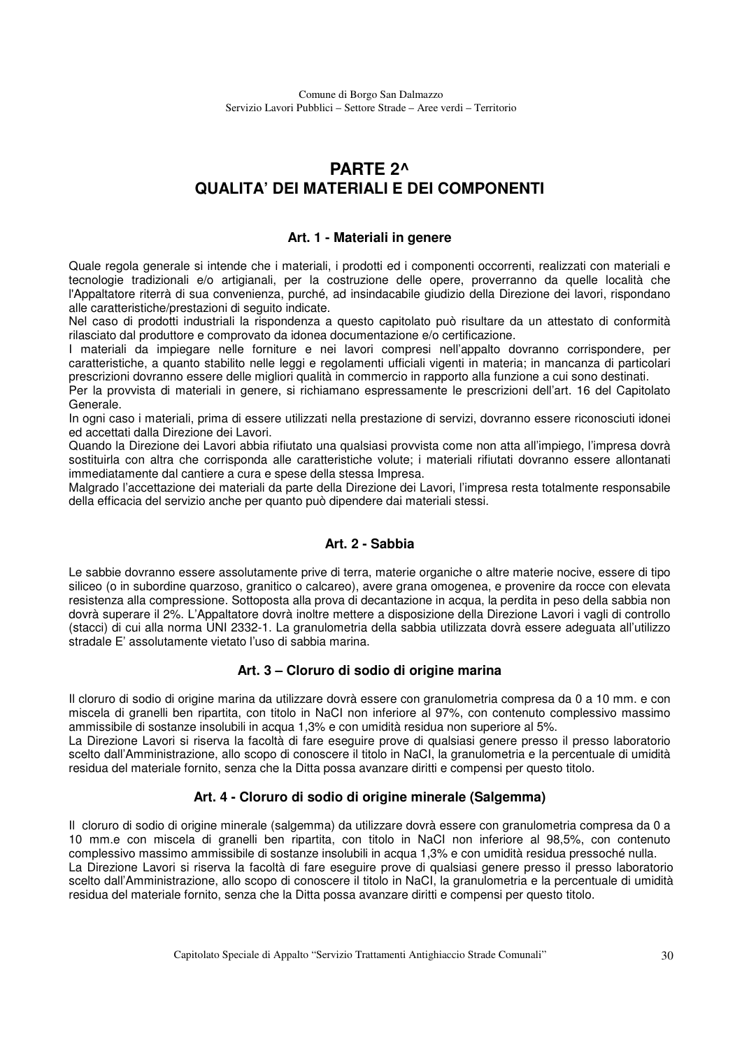# PARTE 2^
# QUALITA' DEI MATERIALI E DEI COMPONENTI

## Art. 1 - Materiali in genere

Quale regola generale si intende che i materiali, i prodotti ed i componenti occorrenti, realizzati con materiali e tecnologie tradizionali e/o artigianali, per la costruzione delle opere, proverranno da quelle località che l'Appaltatore riterrà di sua convenienza, purché, ad insindacabile giudizio della Direzione dei lavori, rispondano alle caratteristiche/prestazioni di seguito indicate.
Nel caso di prodotti industriali la rispondenza a questo capitolato può risultare da un attestato di conformità rilasciato dal produttore e comprovato da idonea documentazione e/o certificazione.
I materiali da impiegare nelle forniture e nei lavori compresi nell'appalto dovranno corrispondere, per caratteristiche, a quanto stabilito nelle leggi e regolamenti ufficiali vigenti in materia; in mancanza di particolari prescrizioni dovranno essere delle migliori qualità in commercio in rapporto alla funzione a cui sono destinati.
Per la provvista di materiali in genere, si richiamano espressamente le prescrizioni dell'art. 16 del Capitolato Generale.
In ogni caso i materiali, prima di essere utilizzati nella prestazione di servizi, dovranno essere riconosciuti idonei ed accettati dalla Direzione dei Lavori.
Quando la Direzione dei Lavori abbia rifiutato una qualsiasi provvista come non atta all'impiego, l'impresa dovrà sostituirla con altra che corrisponda alle caratteristiche volute; i materiali rifiutati dovranno essere allontanati immediatamente dal cantiere a cura e spese della stessa Impresa.
Malgrado l'accettazione dei materiali da parte della Direzione dei Lavori, l'impresa resta totalmente responsabile della efficacia del servizio anche per quanto può dipendere dai materiali stessi.

## Art. 2 - Sabbia

Le sabbie dovranno essere assolutamente prive di terra, materie organiche o altre materie nocive, essere di tipo siliceo (o in subordine quarzoso, granitico o calcareo), avere grana omogenea, e provenire da rocce con elevata resistenza alla compressione. Sottoposta alla prova di decantazione in acqua, la perdita in peso della sabbia non dovrà superare il 2%. L'Appaltatore dovrà inoltre mettere a disposizione della Direzione Lavori i vagli di controllo (stacci) di cui alla norma UNI 2332-1. La granulometria della sabbia utilizzata dovrà essere adeguata all'utilizzo stradale E' assolutamente vietato l'uso di sabbia marina.

## Art. 3 – Cloruro di sodio di origine marina

Il cloruro di sodio di origine marina da utilizzare dovrà essere con granulometria compresa da 0 a 10 mm. e con miscela di granelli ben ripartita, con titolo in NaCl non inferiore al 97%, con contenuto complessivo massimo ammissibile di sostanze insolubili in acqua 1,3% e con umidità residua non superiore al 5%.
La Direzione Lavori si riserva la facoltà di fare eseguire prove di qualsiasi genere presso il presso laboratorio scelto dall'Amministrazione, allo scopo di conoscere il titolo in NaCl, la granulometria e la percentuale di umidità residua del materiale fornito, senza che la Ditta possa avanzare diritti e compensi per questo titolo.

## Art. 4 - Cloruro di sodio di origine minerale (Salgemma)

Il cloruro di sodio di origine minerale (salgemma) da utilizzare dovrà essere con granulometria compresa da 0 a 10 mm.e con miscela di granelli ben ripartita, con titolo in NaCl non inferiore al 98,5%, con contenuto complessivo massimo ammissibile di sostanze insolubili in acqua 1,3% e con umidità residua pressoché nulla.
La Direzione Lavori si riserva la facoltà di fare eseguire prove di qualsiasi genere presso il presso laboratorio scelto dall'Amministrazione, allo scopo di conoscere il titolo in NaCl, la granulometria e la percentuale di umidità residua del materiale fornito, senza che la Ditta possa avanzare diritti e compensi per questo titolo.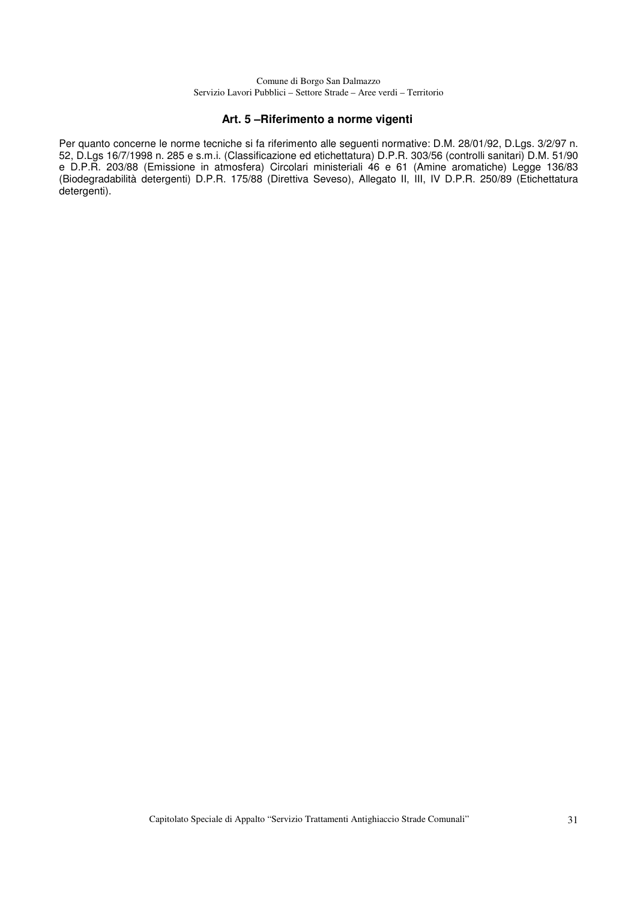## Art. 5 –Riferimento a norme vigenti

Per quanto concerne le norme tecniche si fa riferimento alle seguenti normative: D.M. 28/01/92, D.Lgs. 3/2/97 n. 52, D.Lgs 16/7/1998 n. 285 e s.m.i. (Classificazione ed etichettatura) D.P.R. 303/56 (controlli sanitari) D.M. 51/90 e D.P.R. 203/88 (Emissione in atmosfera) Circolari ministeriali 46 e 61 (Amine aromatiche) Legge 136/83 (Biodegradabilità detergenti) D.P.R. 175/88 (Direttiva Seveso), Allegato II, III, IV D.P.R. 250/89 (Etichettatura detergenti).